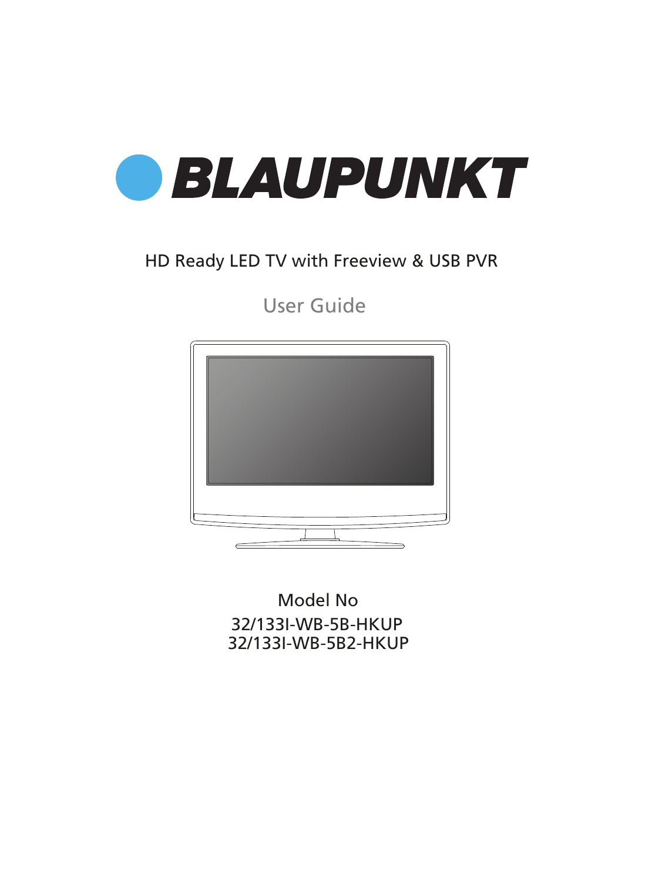# BLAUPUNKT

HD Ready LED TV with Freeview & USB PVR

## User Guide

Model No

32/133I-WB-5B-HKUP

32/133I-WB-5B2-HKUP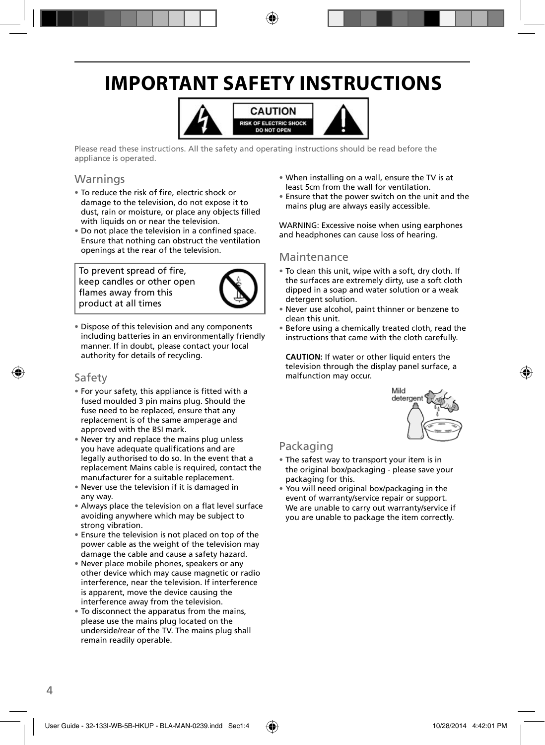# IMPORTANT SAFETY INSTRUCTIONS

**CAUTION**
RISK OF ELECTRIC SHOCK
DO NOT OPEN

Please read these instructions. All the safety and operating instructions should be read before the appliance is operated.

## Warnings

- To reduce the risk of fire, electric shock or damage to the television, do not expose it to dust, rain or moisture, or place any objects filled with liquids on or near the television.
- Do not place the television in a confined space. Ensure that nothing can obstruct the ventilation openings at the rear of the television.

To prevent spread of fire, keep candles or other open flames away from this product at all times

- Dispose of this television and any components including batteries in an environmentally friendly manner. If in doubt, please contact your local authority for details of recycling.

## Safety

- For your safety, this appliance is fitted with a fused moulded 3 pin mains plug. Should the fuse need to be replaced, ensure that any replacement is of the same amperage and approved with the BSI mark.
- Never try and replace the mains plug unless you have adequate qualifications and are legally authorised to do so. In the event that a replacement Mains cable is required, contact the manufacturer for a suitable replacement.
- Never use the television if it is damaged in any way.
- Always place the television on a flat level surface avoiding anywhere which may be subject to strong vibration.
- Ensure the television is not placed on top of the power cable as the weight of the television may damage the cable and cause a safety hazard.
- Never place mobile phones, speakers or any other device which may cause magnetic or radio interference, near the television. If interference is apparent, move the device causing the interference away from the television.
- To disconnect the apparatus from the mains, please use the mains plug located on the underside/rear of the TV. The mains plug shall remain readily operable.
- When installing on a wall, ensure the TV is at least 5cm from the wall for ventilation.
- Ensure that the power switch on the unit and the mains plug are always easily accessible.

WARNING: Excessive noise when using earphones and headphones can cause loss of hearing.

## Maintenance

- To clean this unit, wipe with a soft, dry cloth. If the surfaces are extremely dirty, use a soft cloth dipped in a soap and water solution or a weak detergent solution.
- Never use alcohol, paint thinner or benzene to clean this unit.
- Before using a chemically treated cloth, read the instructions that came with the cloth carefully.

**CAUTION:** If water or other liquid enters the television through the display panel surface, a malfunction may occur.

Mild detergent

## Packaging

- The safest way to transport your item is in the original box/packaging - please save your packaging for this.
- You will need original box/packaging in the event of warranty/service repair or support. We are unable to carry out warranty/service if you are unable to package the item correctly.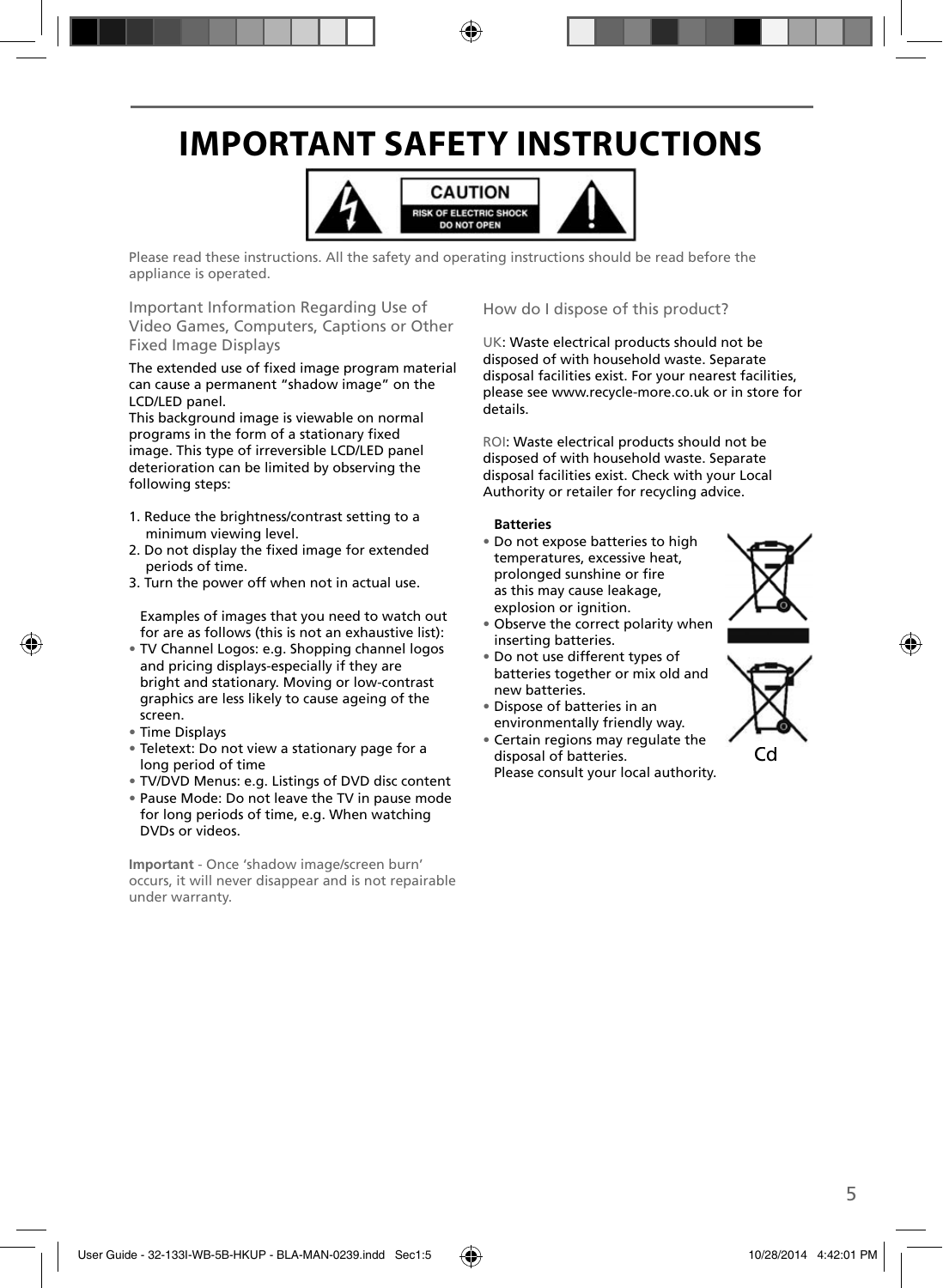# IMPORTANT SAFETY INSTRUCTIONS

**CAUTION**
RISK OF ELECTRIC SHOCK
DO NOT OPEN

Please read these instructions. All the safety and operating instructions should be read before the appliance is operated.

## Important Information Regarding Use of Video Games, Computers, Captions or Other Fixed Image Displays

The extended use of fixed image program material can cause a permanent "shadow image" on the LCD/LED panel.
This background image is viewable on normal programs in the form of a stationary fixed image. This type of irreversible LCD/LED panel deterioration can be limited by observing the following steps:

1. Reduce the brightness/contrast setting to a minimum viewing level.
2. Do not display the fixed image for extended periods of time.
3. Turn the power off when not in actual use.

Examples of images that you need to watch out for are as follows (this is not an exhaustive list):

- TV Channel Logos: e.g. Shopping channel logos and pricing displays-especially if they are bright and stationary. Moving or low-contrast graphics are less likely to cause ageing of the screen.
- Time Displays
- Teletext: Do not view a stationary page for a long period of time
- TV/DVD Menus: e.g. Listings of DVD disc content
- Pause Mode: Do not leave the TV in pause mode for long periods of time, e.g. When watching DVDs or videos.

**Important** - Once 'shadow image/screen burn' occurs, it will never disappear and is not repairable under warranty.

## How do I dispose of this product?

UK: Waste electrical products should not be disposed of with household waste. Separate disposal facilities exist. For your nearest facilities, please see www.recycle-more.co.uk or in store for details.

ROI: Waste electrical products should not be disposed of with household waste. Separate disposal facilities exist. Check with your Local Authority or retailer for recycling advice.

**Batteries**

- Do not expose batteries to high temperatures, excessive heat, prolonged sunshine or fire as this may cause leakage, explosion or ignition.
- Observe the correct polarity when inserting batteries.
- Do not use different types of batteries together or mix old and new batteries.
- Dispose of batteries in an environmentally friendly way.
- Certain regions may regulate the disposal of batteries. Please consult your local authority.

Cd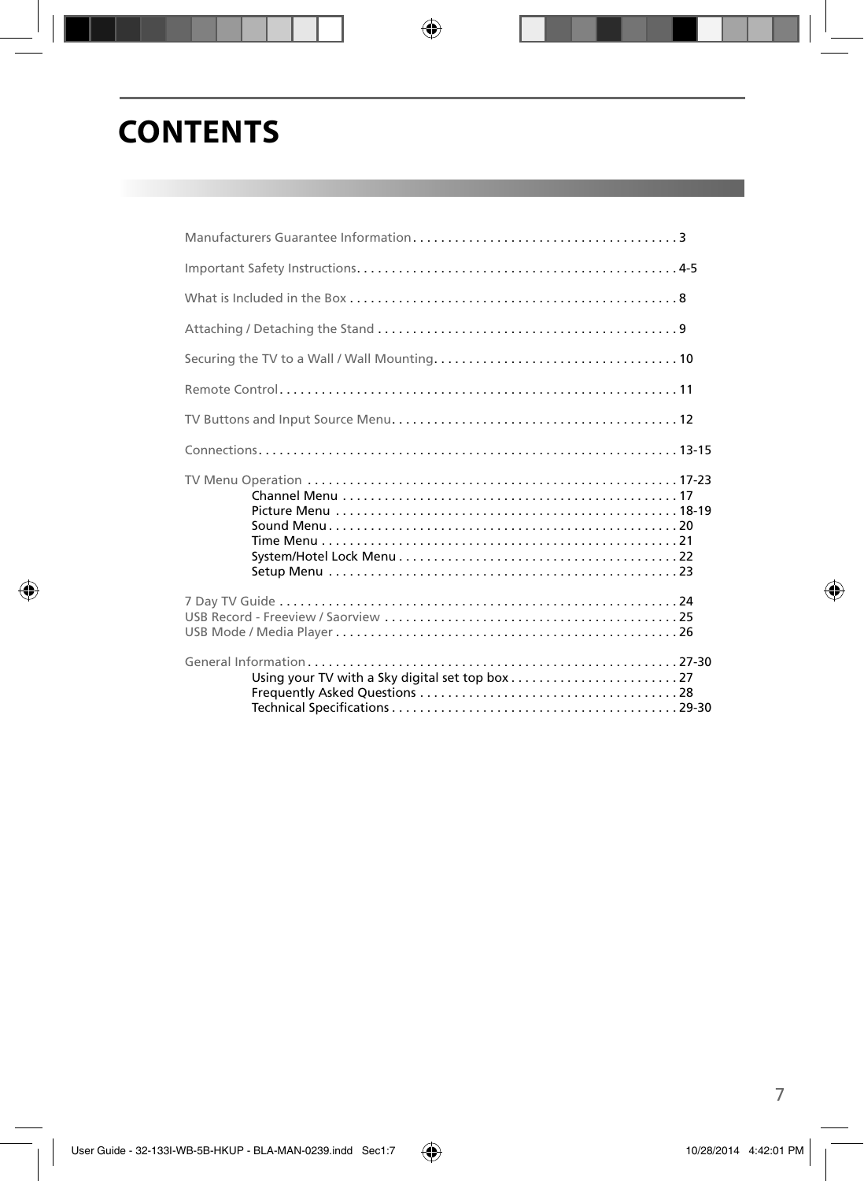# CONTENTS

Manufacturers Guarantee Information . . . . . . . . . . . . . . . . . . . . . . . . . . . . . . . . . . . . . . 3

Important Safety Instructions. . . . . . . . . . . . . . . . . . . . . . . . . . . . . . . . . . . . . . . . . . . . . 4-5

What is Included in the Box . . . . . . . . . . . . . . . . . . . . . . . . . . . . . . . . . . . . . . . . . . . . . . . 8

Attaching / Detaching the Stand . . . . . . . . . . . . . . . . . . . . . . . . . . . . . . . . . . . . . . . . . . . 9

Securing the TV to a Wall / Wall Mounting. . . . . . . . . . . . . . . . . . . . . . . . . . . . . . . . . . . 10

Remote Control . . . . . . . . . . . . . . . . . . . . . . . . . . . . . . . . . . . . . . . . . . . . . . . . . . . . . . . . . 11

TV Buttons and Input Source Menu. . . . . . . . . . . . . . . . . . . . . . . . . . . . . . . . . . . . . . . . . 12

Connections. . . . . . . . . . . . . . . . . . . . . . . . . . . . . . . . . . . . . . . . . . . . . . . . . . . . . . . . . . . . 13-15

TV Menu Operation . . . . . . . . . . . . . . . . . . . . . . . . . . . . . . . . . . . . . . . . . . . . . . . . . . . . . 17-23
- Channel Menu . . . . . . . . . . . . . . . . . . . . . . . . . . . . . . . . . . . . . . . . . . . . . . . . 17
- Picture Menu . . . . . . . . . . . . . . . . . . . . . . . . . . . . . . . . . . . . . . . . . . . . . . . . . 18-19
- Sound Menu . . . . . . . . . . . . . . . . . . . . . . . . . . . . . . . . . . . . . . . . . . . . . . . . . . 20
- Time Menu . . . . . . . . . . . . . . . . . . . . . . . . . . . . . . . . . . . . . . . . . . . . . . . . . . . 21
- System/Hotel Lock Menu . . . . . . . . . . . . . . . . . . . . . . . . . . . . . . . . . . . . . . . . 22
- Setup Menu . . . . . . . . . . . . . . . . . . . . . . . . . . . . . . . . . . . . . . . . . . . . . . . . . . 23

7 Day TV Guide . . . . . . . . . . . . . . . . . . . . . . . . . . . . . . . . . . . . . . . . . . . . . . . . . . . . . . . . . 24
USB Record - Freeview / Saorview . . . . . . . . . . . . . . . . . . . . . . . . . . . . . . . . . . . . . . . . . . 25
USB Mode / Media Player . . . . . . . . . . . . . . . . . . . . . . . . . . . . . . . . . . . . . . . . . . . . . . . . . 26

General Information . . . . . . . . . . . . . . . . . . . . . . . . . . . . . . . . . . . . . . . . . . . . . . . . . . . . . 27-30
- Using your TV with a Sky digital set top box . . . . . . . . . . . . . . . . . . . . . . . . 27
- Frequently Asked Questions . . . . . . . . . . . . . . . . . . . . . . . . . . . . . . . . . . . . . 28
- Technical Specifications . . . . . . . . . . . . . . . . . . . . . . . . . . . . . . . . . . . . . . . . . 29-30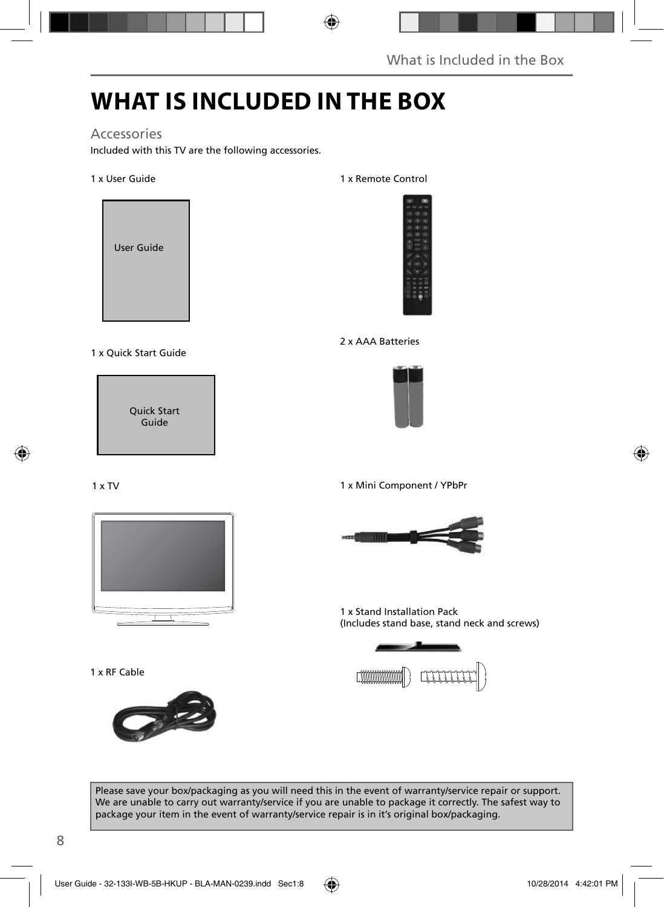# WHAT IS INCLUDED IN THE BOX

## Accessories

Included with this TV are the following accessories.

1 x User Guide

User Guide

1 x Remote Control

2 x AAA Batteries

1 x Quick Start Guide

Quick Start Guide

1 x TV

1 x Mini Component / YPbPr

1 x Stand Installation Pack
(Includes stand base, stand neck and screws)

1 x RF Cable

Please save your box/packaging as you will need this in the event of warranty/service repair or support. We are unable to carry out warranty/service if you are unable to package it correctly. The safest way to package your item in the event of warranty/service repair is in it's original box/packaging.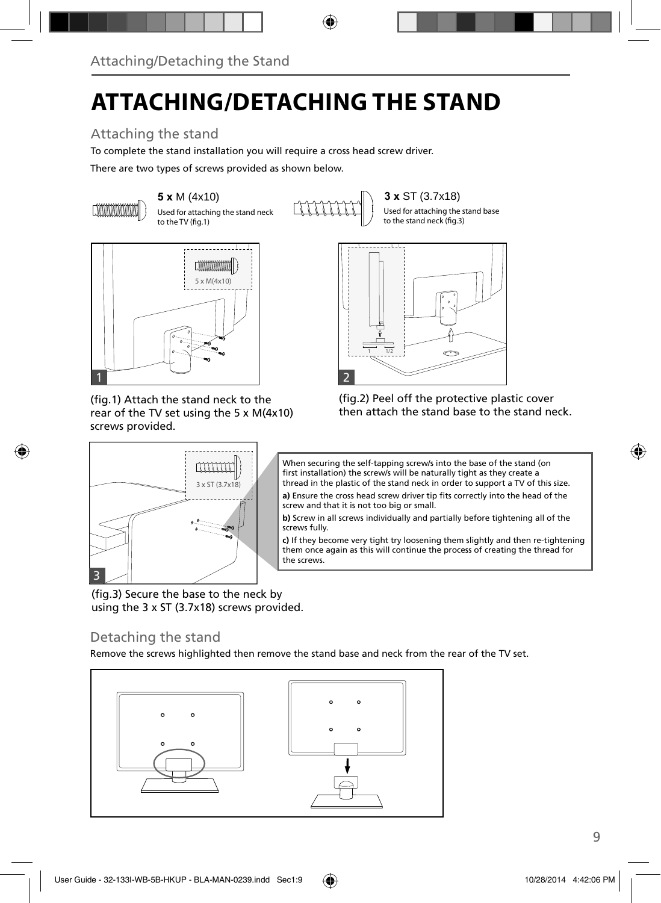# ATTACHING/DETACHING THE STAND

## Attaching the stand

To complete the stand installation you will require a cross head screw driver.

There are two types of screws provided as shown below.

**5 x** M (4x10)
Used for attaching the stand neck to the TV (fig.1)

**3 x** ST (3.7x18)
Used for attaching the stand base to the stand neck (fig.3)

(fig.1) Attach the stand neck to the rear of the TV set using the 5 x M(4x10) screws provided.

(fig.2) Peel off the protective plastic cover then attach the stand base to the stand neck.

(fig.3) Secure the base to the neck by using the 3 x ST (3.7x18) screws provided.

When securing the self-tapping screw/s into the base of the stand (on first installation) the screw/s will be naturally tight as they create a thread in the plastic of the stand neck in order to support a TV of this size.

**a)** Ensure the cross head screw driver tip fits correctly into the head of the screw and that it is not too big or small.

**b)** Screw in all screws individually and partially before tightening all of the screws fully.

**c)** If they become very tight try loosening them slightly and then re-tightening them once again as this will continue the process of creating the thread for the screws.

## Detaching the stand

Remove the screws highlighted then remove the stand base and neck from the rear of the TV set.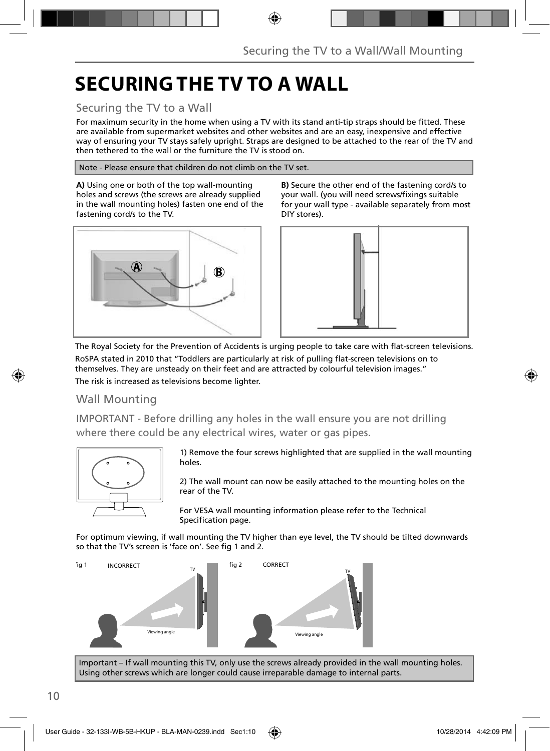# SECURING THE TV TO A WALL

## Securing the TV to a Wall

For maximum security in the home when using a TV with its stand anti-tip straps should be fitted. These are available from supermarket websites and other websites and are an easy, inexpensive and effective way of ensuring your TV stays safely upright. Straps are designed to be attached to the rear of the TV and then tethered to the wall or the furniture the TV is stood on.

Note - Please ensure that children do not climb on the TV set.

**A)** Using one or both of the top wall-mounting holes and screws (the screws are already supplied in the wall mounting holes) fasten one end of the fastening cord/s to the TV.

**B)** Secure the other end of the fastening cord/s to your wall. (you will need screws/fixings suitable for your wall type - available separately from most DIY stores).

The Royal Society for the Prevention of Accidents is urging people to take care with flat-screen televisions.

RoSPA stated in 2010 that "Toddlers are particularly at risk of pulling flat-screen televisions on to themselves. They are unsteady on their feet and are attracted by colourful television images."

The risk is increased as televisions become lighter.

## Wall Mounting

IMPORTANT - Before drilling any holes in the wall ensure you are not drilling where there could be any electrical wires, water or gas pipes.

1) Remove the four screws highlighted that are supplied in the wall mounting holes.

2) The wall mount can now be easily attached to the mounting holes on the rear of the TV.

For VESA wall mounting information please refer to the Technical Specification page.

For optimum viewing, if wall mounting the TV higher than eye level, the TV should be tilted downwards so that the TV's screen is 'face on'. See fig 1 and 2.

fig 1 INCORRECT

fig 2 CORRECT

Important – If wall mounting this TV, only use the screws already provided in the wall mounting holes. Using other screws which are longer could cause irreparable damage to internal parts.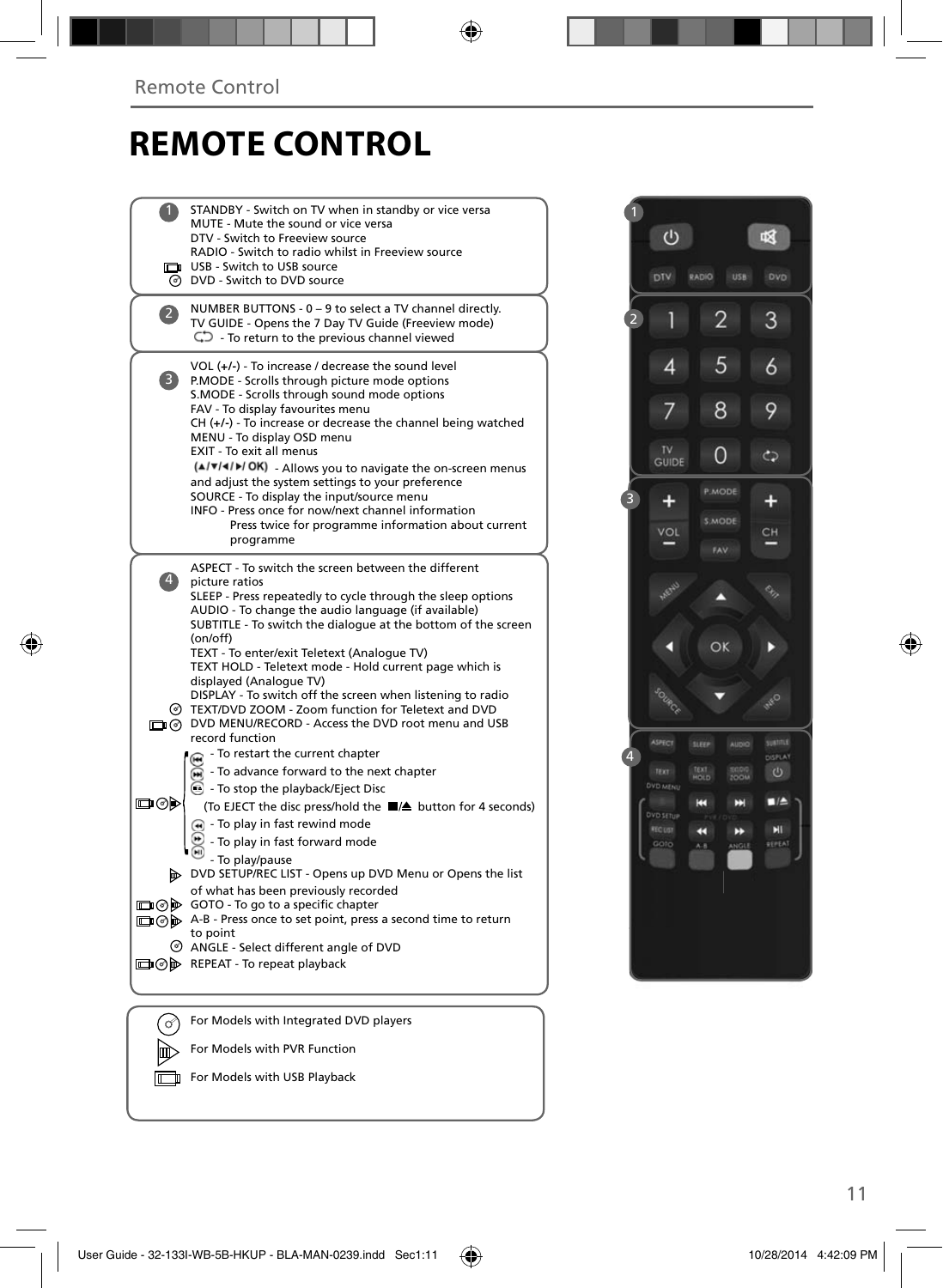# REMOTE CONTROL

**1**

STANDBY - Switch on TV when in standby or vice versa
MUTE - Mute the sound or vice versa
DTV - Switch to Freeview source
RADIO - Switch to radio whilst in Freeview source
USB - Switch to USB source
DVD - Switch to DVD source

**2**

NUMBER BUTTONS - 0 – 9 to select a TV channel directly.
TV GUIDE - Opens the 7 Day TV Guide (Freeview mode)
- To return to the previous channel viewed

**3**

VOL (+/-) - To increase / decrease the sound level
P.MODE - Scrolls through picture mode options
S.MODE - Scrolls through sound mode options
FAV - To display favourites menu
CH (+/-) - To increase or decrease the channel being watched
MENU - To display OSD menu
EXIT - To exit all menus
(▲/▼/◄/►/ OK) - Allows you to navigate the on-screen menus and adjust the system settings to your preference
SOURCE - To display the input/source menu
INFO - Press once for now/next channel information
Press twice for programme information about current programme

**4**

ASPECT - To switch the screen between the different picture ratios
SLEEP - Press repeatedly to cycle through the sleep options
AUDIO - To change the audio language (if available)
SUBTITLE - To switch the dialogue at the bottom of the screen (on/off)
TEXT - To enter/exit Teletext (Analogue TV)
TEXT HOLD - Teletext mode - Hold current page which is displayed (Analogue TV)
DISPLAY - To switch off the screen when listening to radio
TEXT/DVD ZOOM - Zoom function for Teletext and DVD
DVD MENU/RECORD - Access the DVD root menu and USB record function

- To restart the current chapter
- To advance forward to the next chapter
- To stop the playback/Eject Disc
(To EJECT the disc press/hold the ■/⏏ button for 4 seconds)
- To play in fast rewind mode
- To play in fast forward mode
- To play/pause

DVD SETUP/REC LIST - Opens up DVD Menu or Opens the list of what has been previously recorded
GOTO - To go to a specific chapter
A-B - Press once to set point, press a second time to return to point
ANGLE - Select different angle of DVD
REPEAT - To repeat playback

For Models with Integrated DVD players
For Models with PVR Function
For Models with USB Playback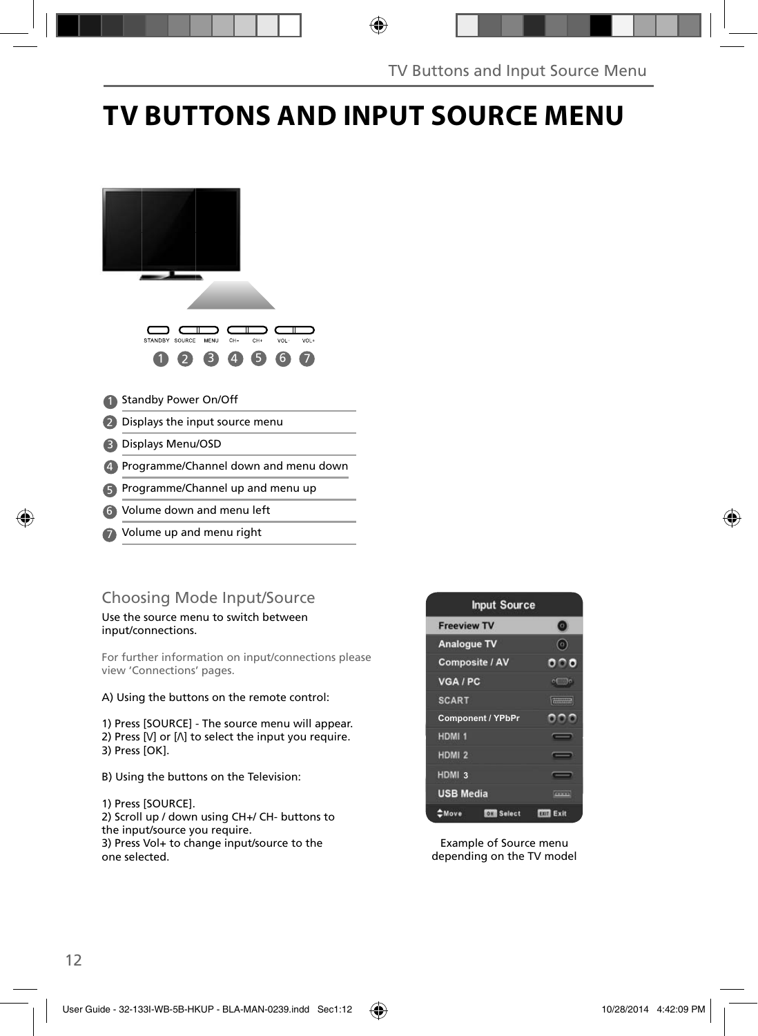# TV BUTTONS AND INPUT SOURCE MENU

STANDBY SOURCE MENU CH- CH+ VOL- VOL+

1. Standby Power On/Off
2. Displays the input source menu
3. Displays Menu/OSD
4. Programme/Channel down and menu down
5. Programme/Channel up and menu up
6. Volume down and menu left
7. Volume up and menu right

## Choosing Mode Input/Source

Use the source menu to switch between input/connections.

For further information on input/connections please view 'Connections' pages.

A) Using the buttons on the remote control:

1) Press [SOURCE] - The source menu will appear.
2) Press [V] or [Λ] to select the input you require.
3) Press [OK].

B) Using the buttons on the Television:

1) Press [SOURCE].
2) Scroll up / down using CH+/ CH- buttons to the input/source you require.
3) Press Vol+ to change input/source to the one selected.

Input Source

- Freeview TV
- Analogue TV
- Composite / AV
- VGA / PC
- SCART
- Component / YPbPr
- HDMI 1
- HDMI 2
- HDMI 3
- USB Media

Move | OK Select | EXIT Exit

Example of Source menu depending on the TV model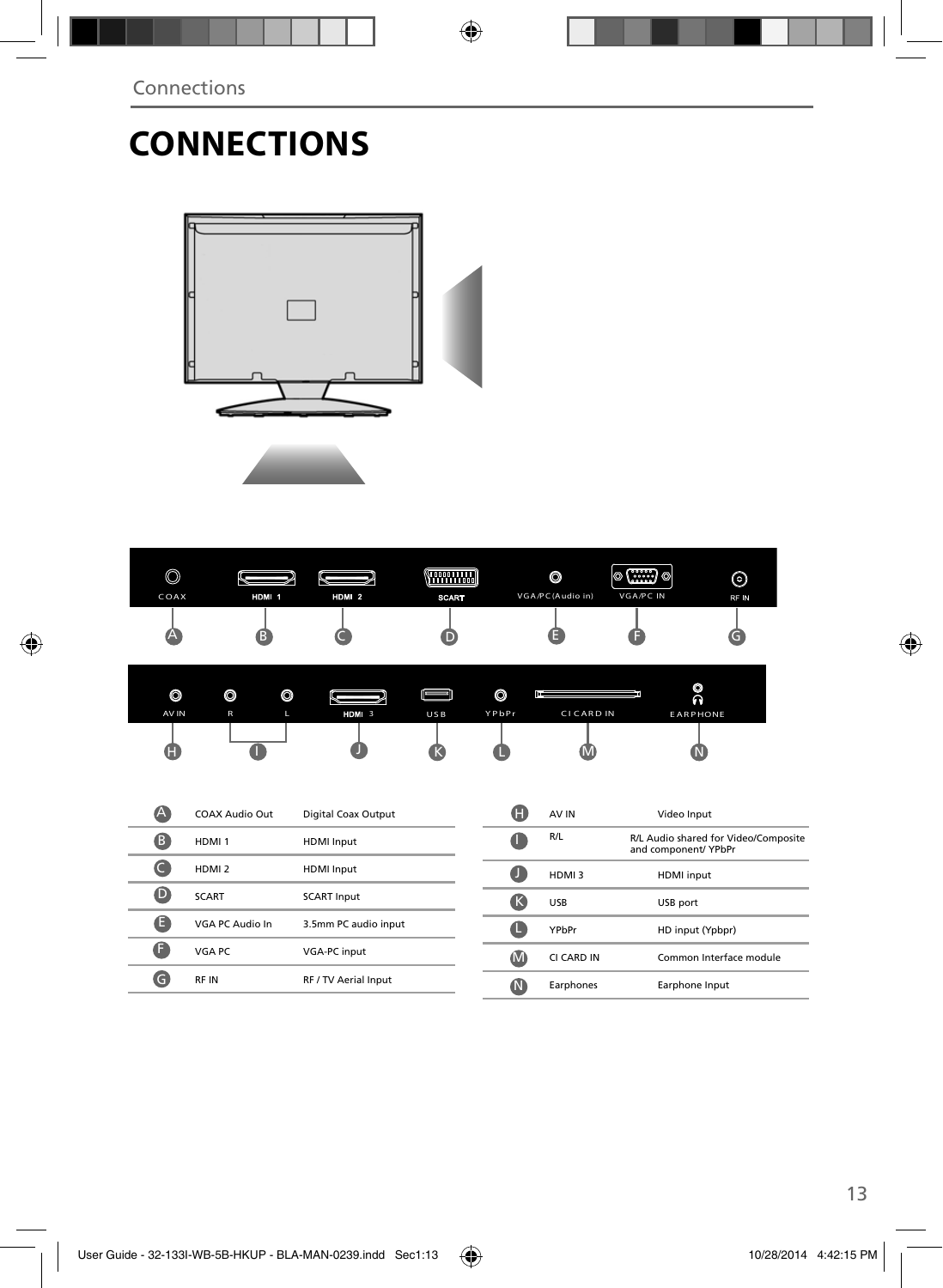# CONNECTIONS

| | | |
|---|---|---|
| A | COAX Audio Out | Digital Coax Output |
| B | HDMI 1 | HDMI Input |
| C | HDMI 2 | HDMI Input |
| D | SCART | SCART Input |
| E | VGA PC Audio In | 3.5mm PC audio input |
| F | VGA PC | VGA-PC input |
| G | RF IN | RF / TV Aerial Input |

| | | |
|---|---|---|
| H | AV IN | Video Input |
| I | R/L | R/L Audio shared for Video/Composite and component/ YPbPr |
| J | HDMI 3 | HDMI input |
| K | USB | USB port |
| L | YPbPr | HD input (Ypbpr) |
| M | CI CARD IN | Common Interface module |
| N | Earphones | Earphone Input |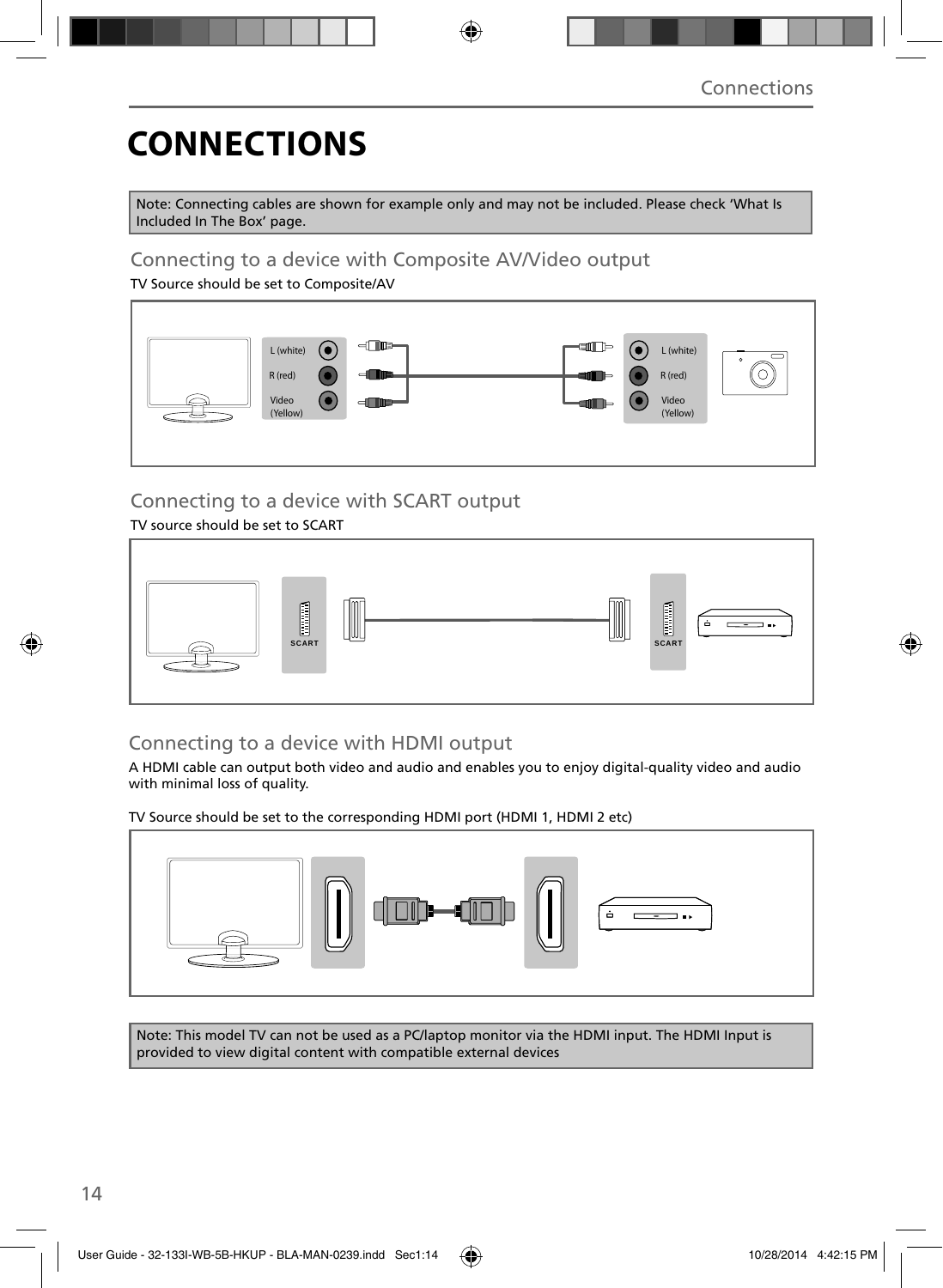# CONNECTIONS

Note: Connecting cables are shown for example only and may not be included. Please check 'What Is Included In The Box' page.

## Connecting to a device with Composite AV/Video output

TV Source should be set to Composite/AV

L (white)
R (red)
Video (Yellow)

L (white)
R (red)
Video (Yellow)

## Connecting to a device with SCART output

TV source should be set to SCART

SCART

SCART

## Connecting to a device with HDMI output

A HDMI cable can output both video and audio and enables you to enjoy digital-quality video and audio with minimal loss of quality.

TV Source should be set to the corresponding HDMI port (HDMI 1, HDMI 2 etc)

Note: This model TV can not be used as a PC/laptop monitor via the HDMI input. The HDMI Input is provided to view digital content with compatible external devices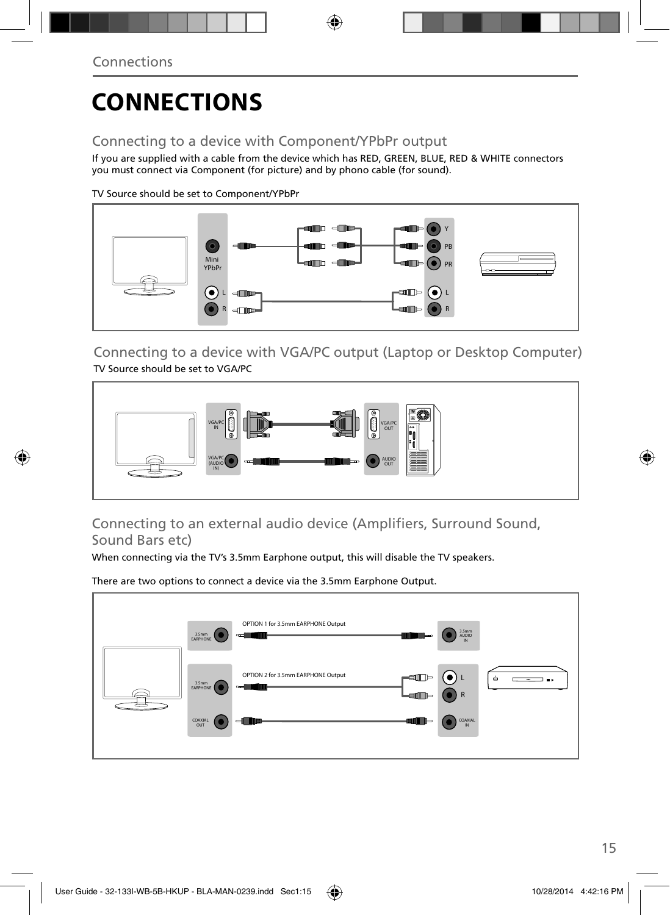// CONNECTIONS

## Connecting to a device with Component/YPbPr output

If you are supplied with a cable from the device which has RED, GREEN, BLUE, RED & WHITE connectors you must connect via Component (for picture) and by phono cable (for sound).

TV Source should be set to Component/YPbPr

## Connecting to a device with VGA/PC output (Laptop or Desktop Computer)

TV Source should be set to VGA/PC

## Connecting to an external audio device (Amplifiers, Surround Sound, Sound Bars etc)

When connecting via the TV's 3.5mm Earphone output, this will disable the TV speakers.

There are two options to connect a device via the 3.5mm Earphone Output.

# CONNECTIONS

## Connecting to a device with Component/YPbPr output

If you are supplied with a cable from the device which has RED, GREEN, BLUE, RED & WHITE connectors you must connect via Component (for picture) and by phono cable (for sound).

TV Source should be set to Component/YPbPr

## Connecting to a device with VGA/PC output (Laptop or Desktop Computer)

TV Source should be set to VGA/PC

## Connecting to an external audio device (Amplifiers, Surround Sound, Sound Bars etc)

When connecting via the TV's 3.5mm Earphone output, this will disable the TV speakers.

There are two options to connect a device via the 3.5mm Earphone Output.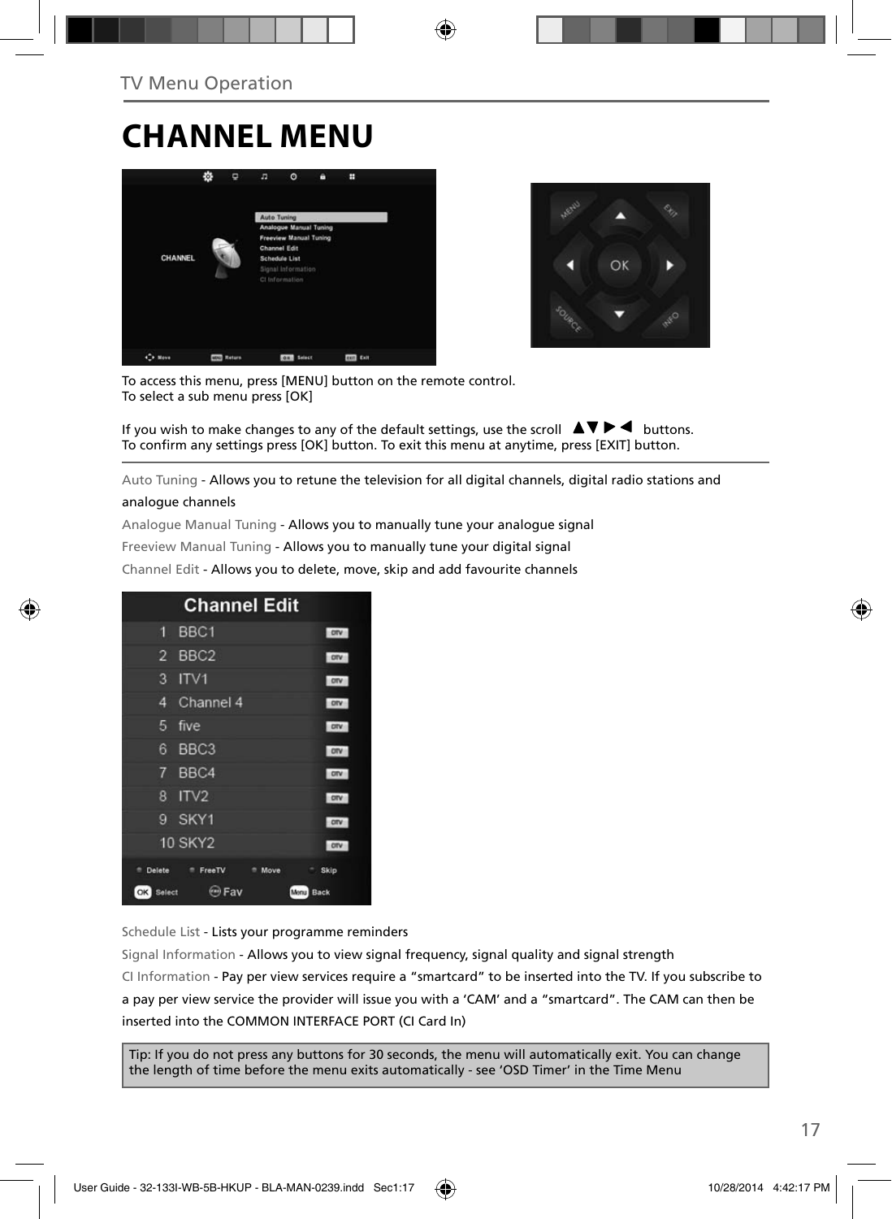TV Menu Operation

# CHANNEL MENU

To access this menu, press [MENU] button on the remote control.
To select a sub menu press [OK]

If you wish to make changes to any of the default settings, use the scroll ▲▼ ▶ ◀ buttons.
To confirm any settings press [OK] button. To exit this menu at anytime, press [EXIT] button.

Auto Tuning - Allows you to retune the television for all digital channels, digital radio stations and analogue channels

Analogue Manual Tuning - Allows you to manually tune your analogue signal

Freeview Manual Tuning - Allows you to manually tune your digital signal

Channel Edit - Allows you to delete, move, skip and add favourite channels

Schedule List - Lists your programme reminders

Signal Information - Allows you to view signal frequency, signal quality and signal strength

CI Information - Pay per view services require a “smartcard” to be inserted into the TV. If you subscribe to a pay per view service the provider will issue you with a ‘CAM’ and a “smartcard”. The CAM can then be inserted into the COMMON INTERFACE PORT (CI Card In)

Tip: If you do not press any buttons for 30 seconds, the menu will automatically exit. You can change the length of time before the menu exits automatically - see ‘OSD Timer’ in the Time Menu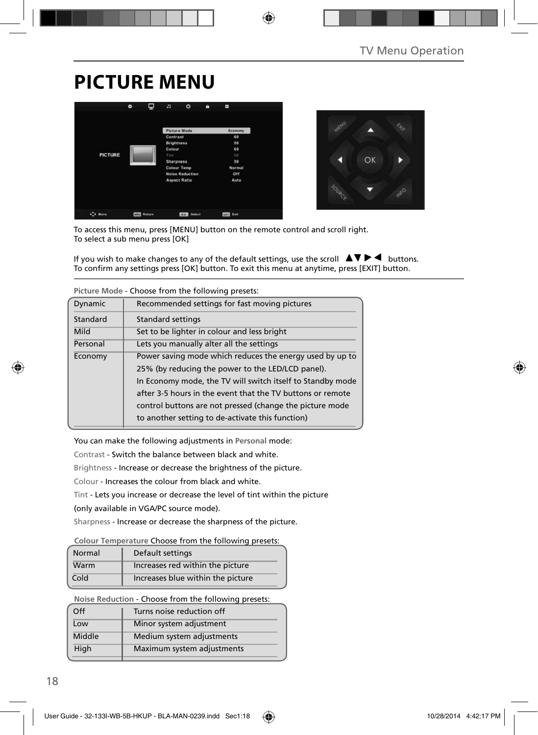# PICTURE MENU

To access this menu, press [MENU] button on the remote control and scroll right.
To select a sub menu press [OK]

If you wish to make changes to any of the default settings, use the scroll ▲▼▶◀ buttons.
To confirm any settings press [OK] button. To exit this menu at anytime, press [EXIT] button.

**Picture Mode** - Choose from the following presets:

| | |
|---|---|
| Dynamic | Recommended settings for fast moving pictures |
| Standard | Standard settings |
| Mild | Set to be lighter in colour and less bright |
| Personal | Lets you manually alter all the settings |
| Economy | Power saving mode which reduces the energy used by up to 25% (by reducing the power to the LED/LCD panel). In Economy mode, the TV will switch itself to Standby mode after 3-5 hours in the event that the TV buttons or remote control buttons are not pressed (change the picture mode to another setting to de-activate this function) |

You can make the following adjustments in **Personal** mode:

Contrast - Switch the balance between black and white.

Brightness - Increase or decrease the brightness of the picture.

Colour - Increases the colour from black and white.

Tint - Lets you increase or decrease the level of tint within the picture (only available in VGA/PC source mode).

Sharpness - Increase or decrease the sharpness of the picture.

**Colour Temperature** Choose from the following presets:

| | |
|---|---|
| Normal | Default settings |
| Warm | Increases red within the picture |
| Cold | Increases blue within the picture |

**Noise Reduction** - Choose from the following presets:

| | |
|---|---|
| Off | Turns noise reduction off |
| Low | Minor system adjustment |
| Middle | Medium system adjustments |
| High | Maximum system adjustments |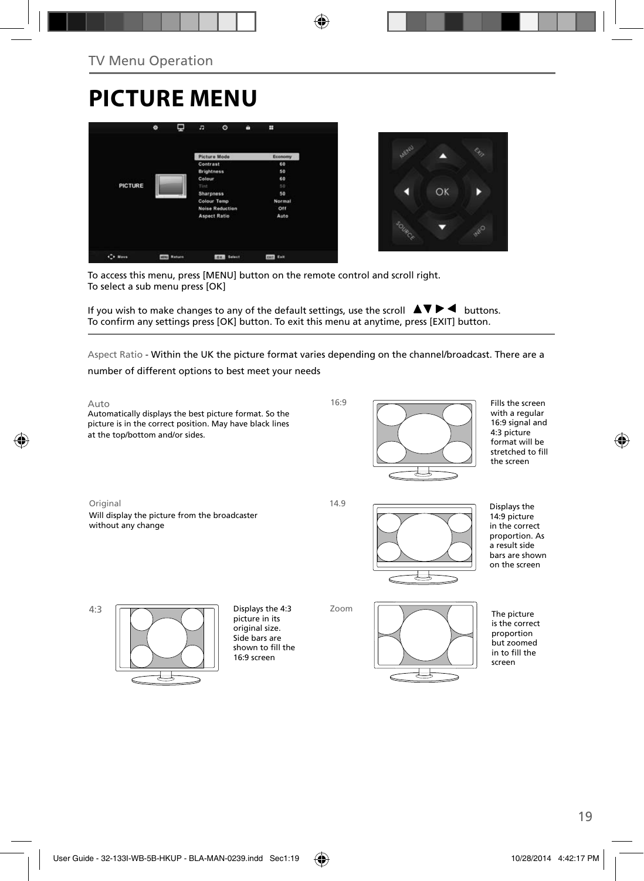TV Menu Operation

# PICTURE MENU

To access this menu, press [MENU] button on the remote control and scroll right.
To select a sub menu press [OK]

If you wish to make changes to any of the default settings, use the scroll ▲▼▶◀ buttons.
To confirm any settings press [OK] button. To exit this menu at anytime, press [EXIT] button.

Aspect Ratio - Within the UK the picture format varies depending on the channel/broadcast. There are a number of different options to best meet your needs

**Auto**
Automatically displays the best picture format. So the picture is in the correct position. May have black lines at the top/bottom and/or sides.

**16:9**
Fills the screen with a regular 16:9 signal and 4:3 picture format will be stretched to fill the screen

**Original**
Will display the picture from the broadcaster without any change

**14.9**
Displays the 14:9 picture in the correct proportion. As a result side bars are shown on the screen

**4:3**
Displays the 4:3 picture in its original size. Side bars are shown to fill the 16:9 screen

**Zoom**
The picture is the correct proportion but zoomed in to fill the screen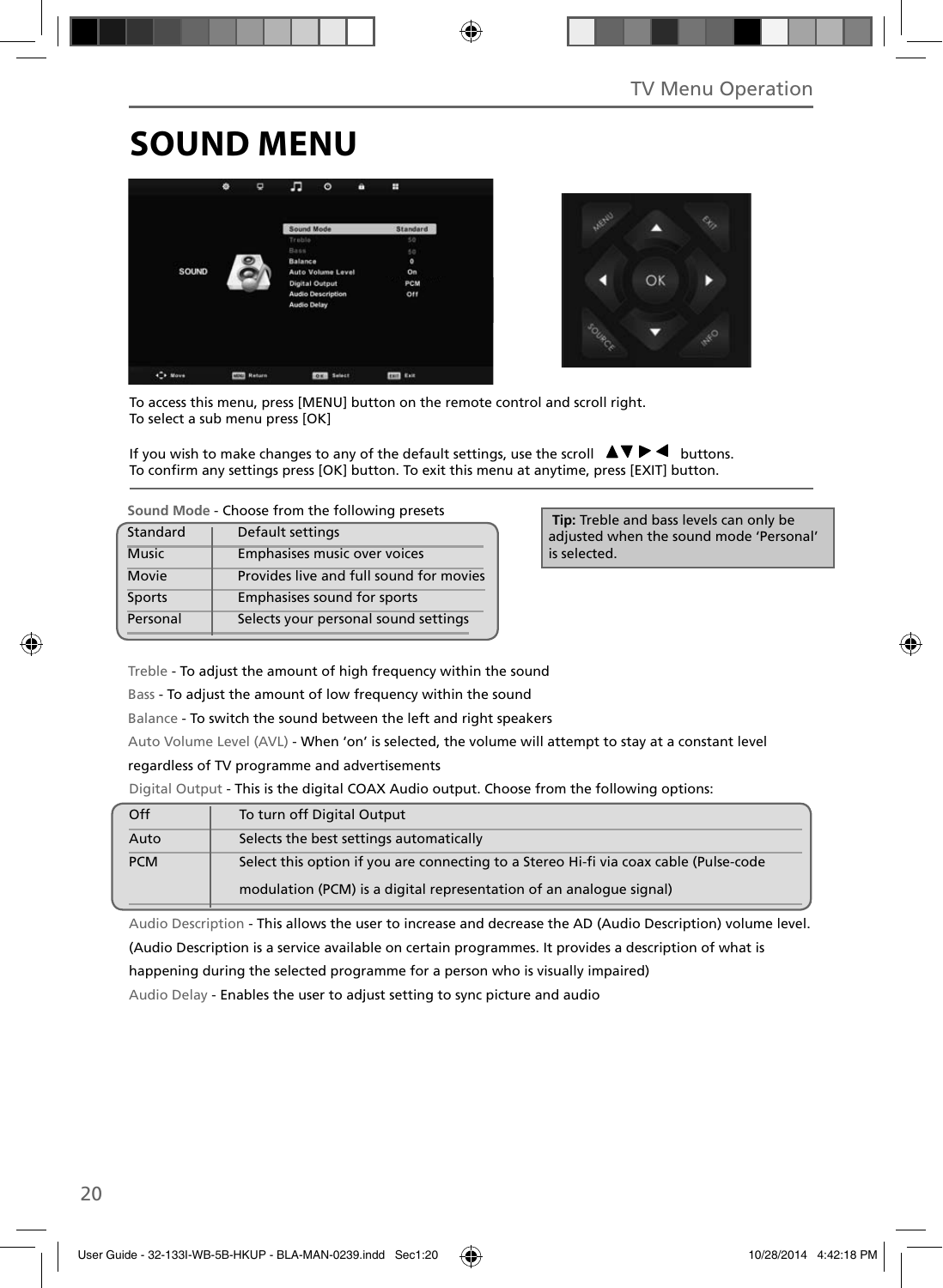# SOUND MENU

To access this menu, press [MENU] button on the remote control and scroll right.
To select a sub menu press [OK]

If you wish to make changes to any of the default settings, use the scroll ▲▼▶◀ buttons.
To confirm any settings press [OK] button. To exit this menu at anytime, press [EXIT] button.

Sound Mode - Choose from the following presets

| | |
|---|---|
| Standard | Default settings |
| Music | Emphasises music over voices |
| Movie | Provides live and full sound for movies |
| Sports | Emphasises sound for sports |
| Personal | Selects your personal sound settings |

**Tip:** Treble and bass levels can only be adjusted when the sound mode 'Personal' is selected.

Treble - To adjust the amount of high frequency within the sound

Bass - To adjust the amount of low frequency within the sound

Balance - To switch the sound between the left and right speakers

Auto Volume Level (AVL) - When 'on' is selected, the volume will attempt to stay at a constant level regardless of TV programme and advertisements

Digital Output - This is the digital COAX Audio output. Choose from the following options:

| | |
|---|---|
| Off | To turn off Digital Output |
| Auto | Selects the best settings automatically |
| PCM | Select this option if you are connecting to a Stereo Hi-fi via coax cable (Pulse-code modulation (PCM) is a digital representation of an analogue signal) |

Audio Description - This allows the user to increase and decrease the AD (Audio Description) volume level. (Audio Description is a service available on certain programmes. It provides a description of what is happening during the selected programme for a person who is visually impaired)

Audio Delay - Enables the user to adjust setting to sync picture and audio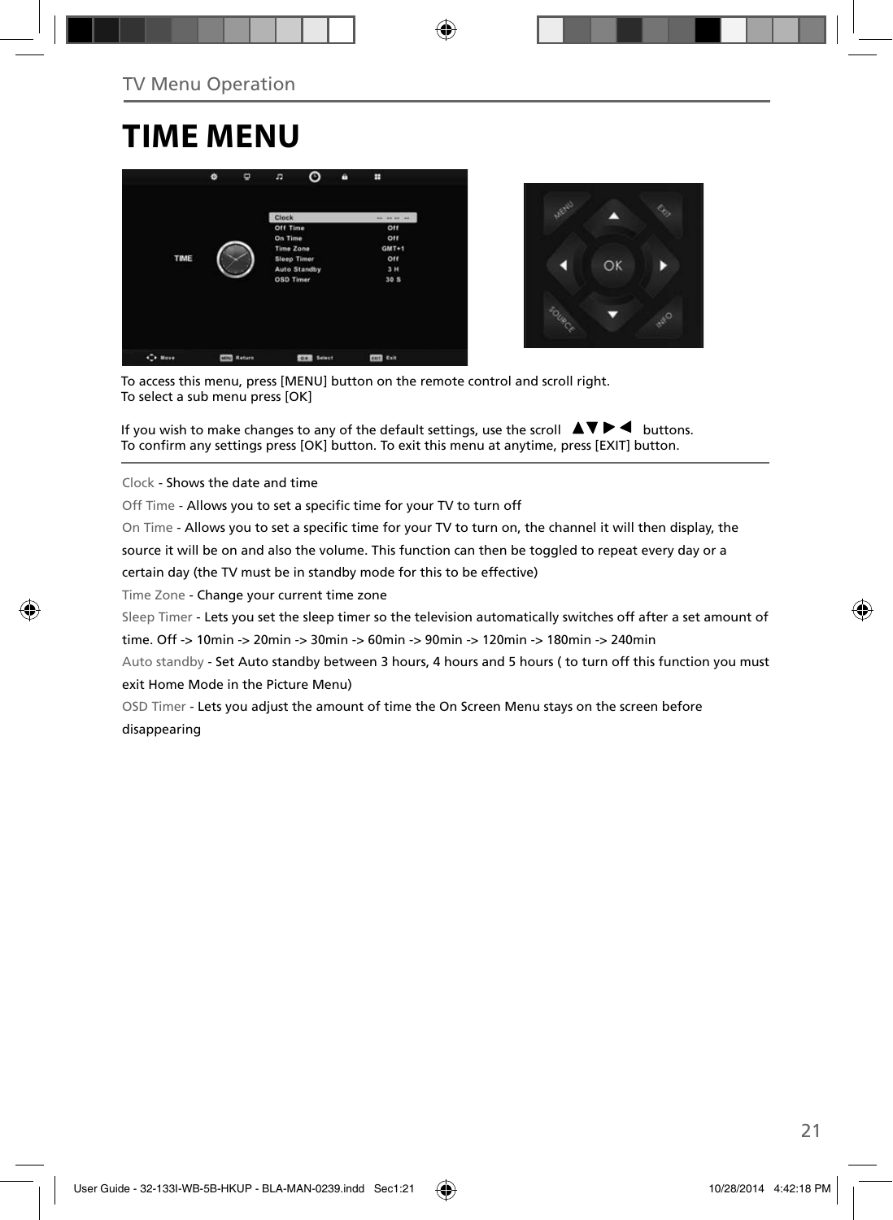TV Menu Operation

# TIME MENU

To access this menu, press [MENU] button on the remote control and scroll right.
To select a sub menu press [OK]

If you wish to make changes to any of the default settings, use the scroll ▲▼▶◀ buttons.
To confirm any settings press [OK] button. To exit this menu at anytime, press [EXIT] button.

Clock - Shows the date and time

Off Time - Allows you to set a specific time for your TV to turn off

On Time - Allows you to set a specific time for your TV to turn on, the channel it will then display, the source it will be on and also the volume. This function can then be toggled to repeat every day or a certain day (the TV must be in standby mode for this to be effective)

Time Zone - Change your current time zone

Sleep Timer - Lets you set the sleep timer so the television automatically switches off after a set amount of time. Off -> 10min -> 20min -> 30min -> 60min -> 90min -> 120min -> 180min -> 240min

Auto standby - Set Auto standby between 3 hours, 4 hours and 5 hours ( to turn off this function you must exit Home Mode in the Picture Menu)

OSD Timer - Lets you adjust the amount of time the On Screen Menu stays on the screen before disappearing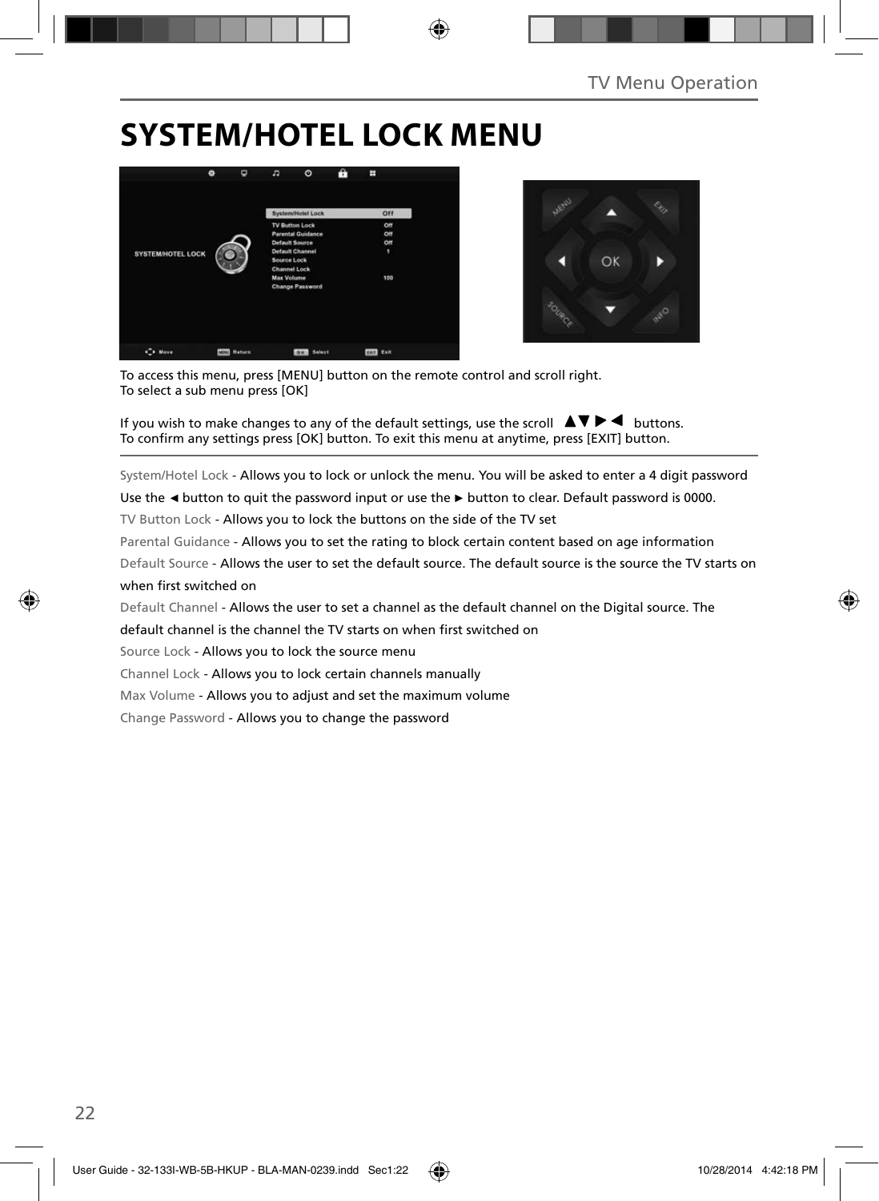# SYSTEM/HOTEL LOCK MENU

To access this menu, press [MENU] button on the remote control and scroll right.
To select a sub menu press [OK]

If you wish to make changes to any of the default settings, use the scroll ▲▼ ▶ ◀ buttons.
To confirm any settings press [OK] button. To exit this menu at anytime, press [EXIT] button.

System/Hotel Lock - Allows you to lock or unlock the menu. You will be asked to enter a 4 digit password

Use the ◄ button to quit the password input or use the ► button to clear. Default password is 0000.

TV Button Lock - Allows you to lock the buttons on the side of the TV set

Parental Guidance - Allows you to set the rating to block certain content based on age information

Default Source - Allows the user to set the default source. The default source is the source the TV starts on when first switched on

Default Channel - Allows the user to set a channel as the default channel on the Digital source. The default channel is the channel the TV starts on when first switched on

Source Lock - Allows you to lock the source menu

Channel Lock - Allows you to lock certain channels manually

Max Volume - Allows you to adjust and set the maximum volume

Change Password - Allows you to change the password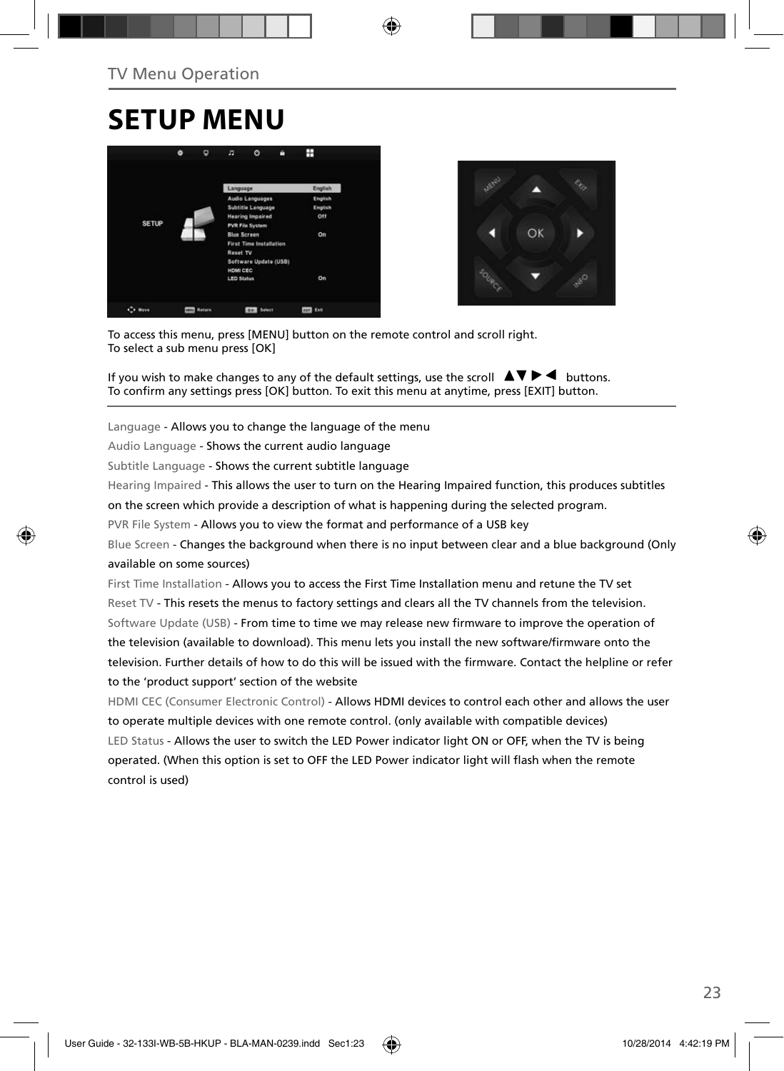TV Menu Operation

# SETUP MENU

To access this menu, press [MENU] button on the remote control and scroll right.
To select a sub menu press [OK]

If you wish to make changes to any of the default settings, use the scroll ▲▼▶◀ buttons.
To confirm any settings press [OK] button. To exit this menu at anytime, press [EXIT] button.

Language - Allows you to change the language of the menu

Audio Language - Shows the current audio language

Subtitle Language - Shows the current subtitle language

Hearing Impaired - This allows the user to turn on the Hearing Impaired function, this produces subtitles on the screen which provide a description of what is happening during the selected program.

PVR File System - Allows you to view the format and performance of a USB key

Blue Screen - Changes the background when there is no input between clear and a blue background (Only available on some sources)

First Time Installation - Allows you to access the First Time Installation menu and retune the TV set

Reset TV - This resets the menus to factory settings and clears all the TV channels from the television.

Software Update (USB) - From time to time we may release new firmware to improve the operation of the television (available to download). This menu lets you install the new software/firmware onto the television. Further details of how to do this will be issued with the firmware. Contact the helpline or refer to the 'product support' section of the website

HDMI CEC (Consumer Electronic Control) - Allows HDMI devices to control each other and allows the user to operate multiple devices with one remote control. (only available with compatible devices)

LED Status - Allows the user to switch the LED Power indicator light ON or OFF, when the TV is being operated. (When this option is set to OFF the LED Power indicator light will flash when the remote control is used)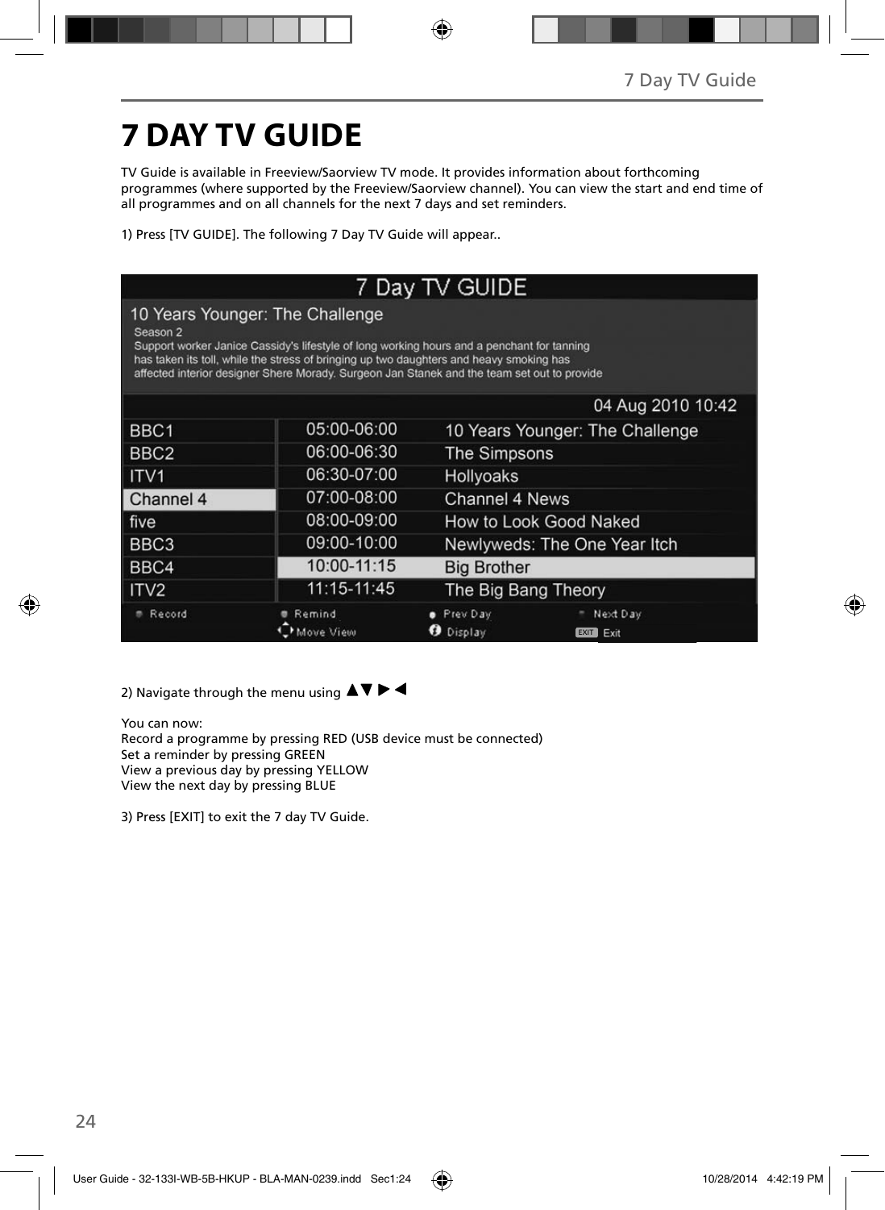# 7 DAY TV GUIDE

TV Guide is available in Freeview/Saorview TV mode. It provides information about forthcoming programmes (where supported by the Freeview/Saorview channel). You can view the start and end time of all programmes and on all channels for the next 7 days and set reminders.

1) Press [TV GUIDE]. The following 7 Day TV Guide will appear..

7 Day TV GUIDE

10 Years Younger: The Challenge

Season 2

Support worker Janice Cassidy's lifestyle of long working hours and a penchant for tanning has taken its toll, while the stress of bringing up two daughters and heavy smoking has affected interior designer Shere Morady. Surgeon Jan Stanek and the team set out to provide

04 Aug 2010 10:42

| Channel | Time | Programme |
|---|---|---|
| BBC1 | 05:00-06:00 | 10 Years Younger: The Challenge |
| BBC2 | 06:00-06:30 | The Simpsons |
| ITV1 | 06:30-07:00 | Hollyoaks |
| Channel 4 | 07:00-08:00 | Channel 4 News |
| five | 08:00-09:00 | How to Look Good Naked |
| BBC3 | 09:00-10:00 | Newlyweds: The One Year Itch |
| BBC4 | 10:00-11:15 | Big Brother |
| ITV2 | 11:15-11:45 | The Big Bang Theory |

Record | Remind | Prev Day | Next Day
Move View | Display | EXIT Exit

2) Navigate through the menu using ▲▼ ► ◄

You can now:
Record a programme by pressing RED (USB device must be connected)
Set a reminder by pressing GREEN
View a previous day by pressing YELLOW
View the next day by pressing BLUE

3) Press [EXIT] to exit the 7 day TV Guide.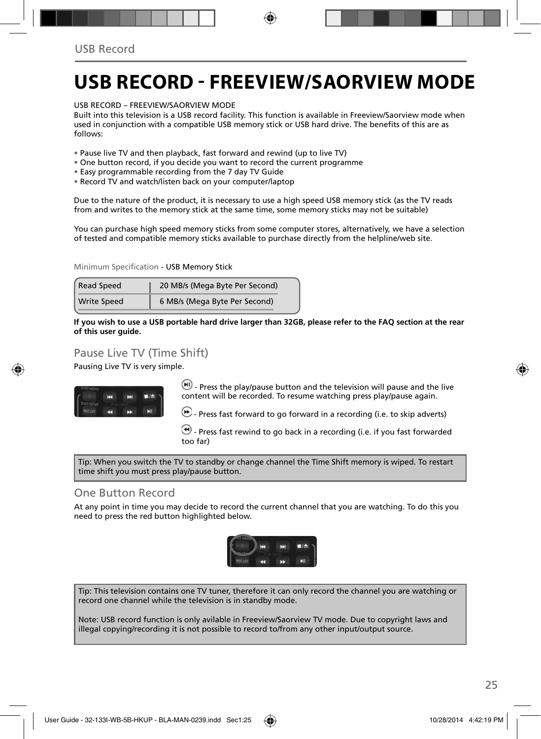# USB RECORD - FREEVIEW/SAORVIEW MODE

USB RECORD – FREEVIEW/SAORVIEW MODE
Built into this television is a USB record facility. This function is available in Freeview/Saorview mode when used in conjunction with a compatible USB memory stick or USB hard drive. The benefits of this are as follows:

- Pause live TV and then playback, fast forward and rewind (up to live TV)
- One button record, if you decide you want to record the current programme
- Easy programmable recording from the 7 day TV Guide
- Record TV and watch/listen back on your computer/laptop

Due to the nature of the product, it is necessary to use a high speed USB memory stick (as the TV reads from and writes to the memory stick at the same time, some memory sticks may not be suitable)

You can purchase high speed memory sticks from some computer stores, alternatively, we have a selection of tested and compatible memory sticks available to purchase directly from the helpline/web site.

Minimum Specification - USB Memory Stick

| | |
|---|---|
| Read Speed | 20 MB/s (Mega Byte Per Second) |
| Write Speed | 6 MB/s (Mega Byte Per Second) |

**If you wish to use a USB portable hard drive larger than 32GB, please refer to the FAQ section at the rear of this user guide.**

## Pause Live TV (Time Shift)

Pausing Live TV is very simple.

- Press the play/pause button and the television will pause and the live content will be recorded. To resume watching press play/pause again.

- Press fast forward to go forward in a recording (i.e. to skip adverts)

- Press fast rewind to go back in a recording (i.e. if you fast forwarded too far)

Tip: When you switch the TV to standby or change channel the Time Shift memory is wiped. To restart time shift you must press play/pause button.

## One Button Record

At any point in time you may decide to record the current channel that you are watching. To do this you need to press the red button highlighted below.

Tip: This television contains one TV tuner, therefore it can only record the channel you are watching or record one channel while the television is in standby mode.

Note: USB record function is only avilable in Freeview/Saorview TV mode. Due to copyright laws and illegal copying/recording it is not possible to record to/from any other input/output source.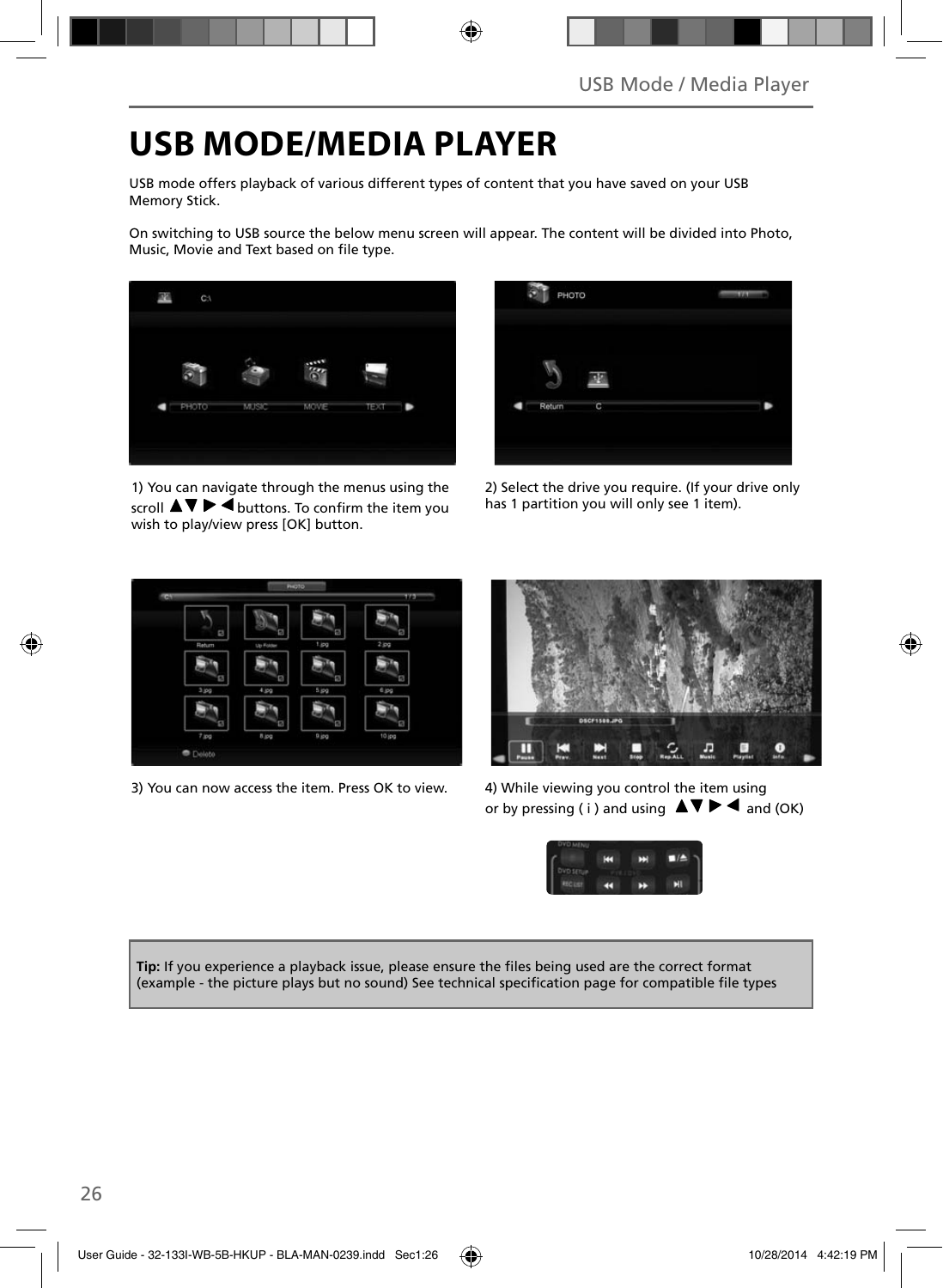# USB MODE/MEDIA PLAYER

USB mode offers playback of various different types of content that you have saved on your USB Memory Stick.

On switching to USB source the below menu screen will appear. The content will be divided into Photo, Music, Movie and Text based on file type.

1) You can navigate through the menus using the scroll ▲▼ ▶ ◀ buttons. To confirm the item you wish to play/view press [OK] button.

2) Select the drive you require. (If your drive only has 1 partition you will only see 1 item).

3) You can now access the item. Press OK to view.

4) While viewing you control the item using or by pressing ( i ) and using ▲▼ ▶ ◀ and (OK)

**Tip:** If you experience a playback issue, please ensure the files being used are the correct format (example - the picture plays but no sound) See technical specification page for compatible file types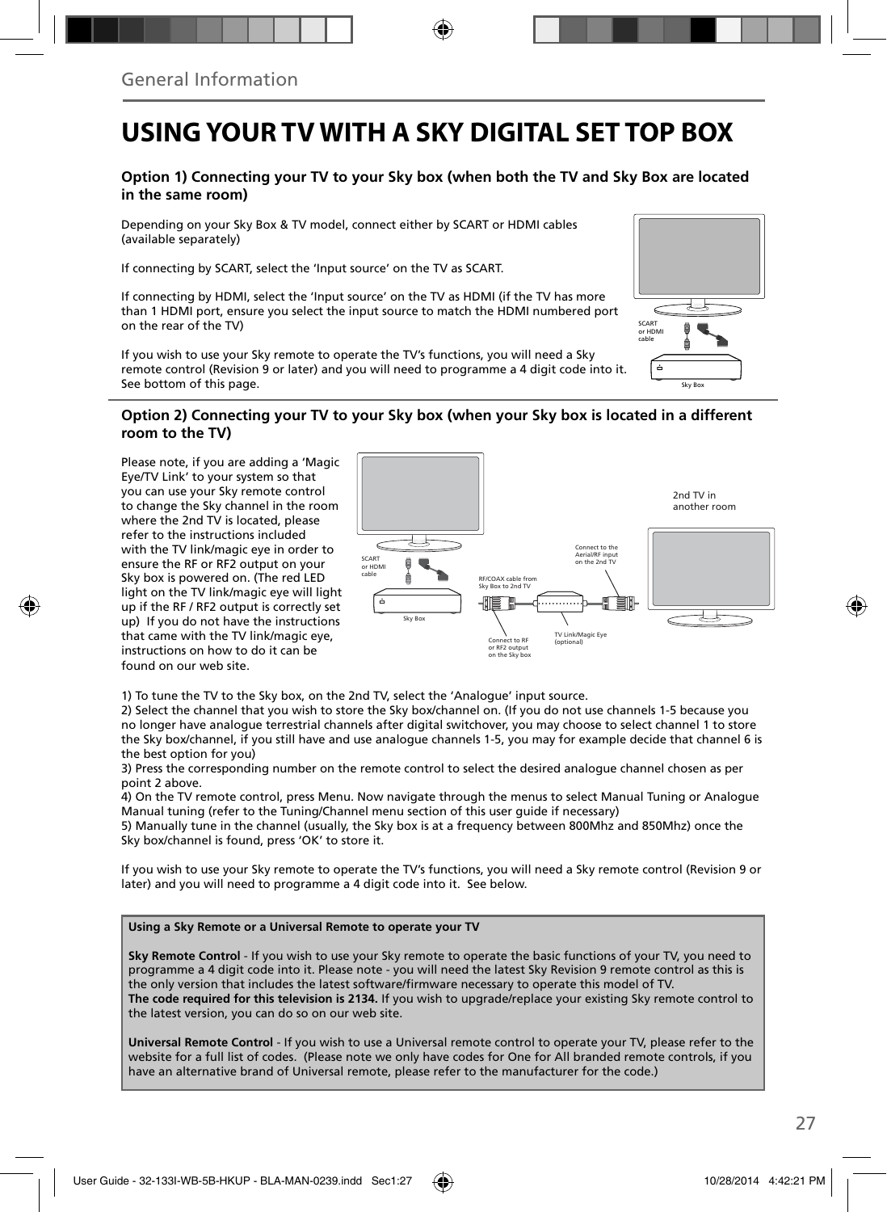General Information

# USING YOUR TV WITH A SKY DIGITAL SET TOP BOX

### Option 1) Connecting your TV to your Sky box (when both the TV and Sky Box are located in the same room)

Depending on your Sky Box & TV model, connect either by SCART or HDMI cables (available separately)

If connecting by SCART, select the 'Input source' on the TV as SCART.

If connecting by HDMI, select the 'Input source' on the TV as HDMI (if the TV has more than 1 HDMI port, ensure you select the input source to match the HDMI numbered port on the rear of the TV)

If you wish to use your Sky remote to operate the TV's functions, you will need a Sky remote control (Revision 9 or later) and you will need to programme a 4 digit code into it. See bottom of this page.

SCART or HDMI cable

Sky Box

### Option 2) Connecting your TV to your Sky box (when your Sky box is located in a different room to the TV)

Please note, if you are adding a 'Magic Eye/TV Link' to your system so that you can use your Sky remote control to change the Sky channel in the room where the 2nd TV is located, please refer to the instructions included with the TV link/magic eye in order to ensure the RF or RF2 output on your Sky box is powered on. (The red LED light on the TV link/magic eye will light up if the RF / RF2 output is correctly set up) If you do not have the instructions that came with the TV link/magic eye, instructions on how to do it can be found on our web site.

SCART or HDMI cable

Sky Box

RF/COAX cable from Sky Box to 2nd TV

Connect to RF or RF2 output on the Sky box

TV Link/Magic Eye (optional)

Connect to the Aerial/RF input on the 2nd TV

2nd TV in another room

1) To tune the TV to the Sky box, on the 2nd TV, select the 'Analogue' input source.
2) Select the channel that you wish to store the Sky box/channel on. (If you do not use channels 1-5 because you no longer have analogue terrestrial channels after digital switchover, you may choose to select channel 1 to store the Sky box/channel, if you still have and use analogue channels 1-5, you may for example decide that channel 6 is the best option for you)
3) Press the corresponding number on the remote control to select the desired analogue channel chosen as per point 2 above.
4) On the TV remote control, press Menu. Now navigate through the menus to select Manual Tuning or Analogue Manual tuning (refer to the Tuning/Channel menu section of this user guide if necessary)
5) Manually tune in the channel (usually, the Sky box is at a frequency between 800Mhz and 850Mhz) once the Sky box/channel is found, press 'OK' to store it.

If you wish to use your Sky remote to operate the TV's functions, you will need a Sky remote control (Revision 9 or later) and you will need to programme a 4 digit code into it. See below.

**Using a Sky Remote or a Universal Remote to operate your TV**

**Sky Remote Control** - If you wish to use your Sky remote to operate the basic functions of your TV, you need to programme a 4 digit code into it. Please note - you will need the latest Sky Revision 9 remote control as this is the only version that includes the latest software/firmware necessary to operate this model of TV.
**The code required for this television is 2134.** If you wish to upgrade/replace your existing Sky remote control to the latest version, you can do so on our web site.

**Universal Remote Control** - If you wish to use a Universal remote control to operate your TV, please refer to the website for a full list of codes. (Please note we only have codes for One for All branded remote controls, if you have an alternative brand of Universal remote, please refer to the manufacturer for the code.)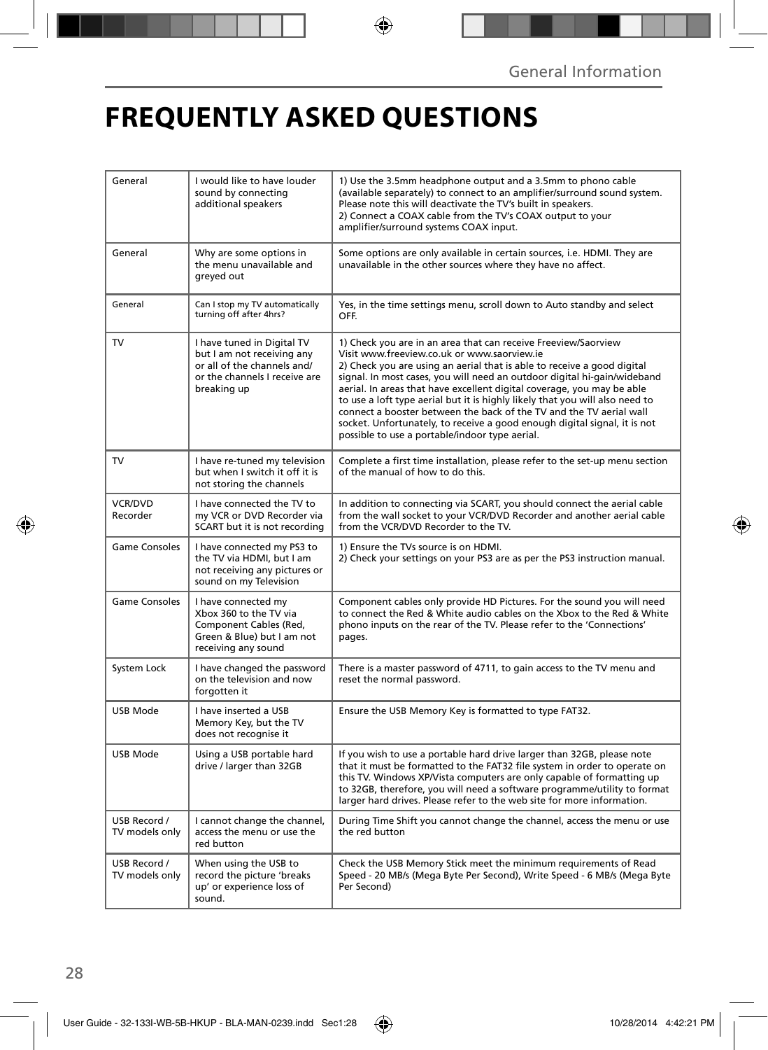# FREQUENTLY ASKED QUESTIONS

| | | |
|---|---|---|
| General | I would like to have louder sound by connecting additional speakers | 1) Use the 3.5mm headphone output and a 3.5mm to phono cable (available separately) to connect to an amplifier/surround sound system. Please note this will deactivate the TV's built in speakers.<br>2) Connect a COAX cable from the TV's COAX output to your amplifier/surround systems COAX input. |
| General | Why are some options in the menu unavailable and greyed out | Some options are only available in certain sources, i.e. HDMI. They are unavailable in the other sources where they have no affect. |
| General | Can I stop my TV automatically turning off after 4hrs? | Yes, in the time settings menu, scroll down to Auto standby and select OFF. |
| TV | I have tuned in Digital TV but I am not receiving any or all of the channels and/or the channels I receive are breaking up | 1) Check you are in an area that can receive Freeview/Saorview Visit www.freeview.co.uk or www.saorview.ie<br>2) Check you are using an aerial that is able to receive a good digital signal. In most cases, you will need an outdoor digital hi-gain/wideband aerial. In areas that have excellent digital coverage, you may be able to use a loft type aerial but it is highly likely that you will also need to connect a booster between the back of the TV and the TV aerial wall socket. Unfortunately, to receive a good enough digital signal, it is not possible to use a portable/indoor type aerial. |
| TV | I have re-tuned my television but when I switch it off it is not storing the channels | Complete a first time installation, please refer to the set-up menu section of the manual of how to do this. |
| VCR/DVD Recorder | I have connected the TV to my VCR or DVD Recorder via SCART but it is not recording | In addition to connecting via SCART, you should connect the aerial cable from the wall socket to your VCR/DVD Recorder and another aerial cable from the VCR/DVD Recorder to the TV. |
| Game Consoles | I have connected my PS3 to the TV via HDMI, but I am not receiving any pictures or sound on my Television | 1) Ensure the TVs source is on HDMI.<br>2) Check your settings on your PS3 are as per the PS3 instruction manual. |
| Game Consoles | I have connected my Xbox 360 to the TV via Component Cables (Red, Green & Blue) but I am not receiving any sound | Component cables only provide HD Pictures. For the sound you will need to connect the Red & White audio cables on the Xbox to the Red & White phono inputs on the rear of the TV. Please refer to the 'Connections' pages. |
| System Lock | I have changed the password on the television and now forgotten it | There is a master password of 4711, to gain access to the TV menu and reset the normal password. |
| USB Mode | I have inserted a USB Memory Key, but the TV does not recognise it | Ensure the USB Memory Key is formatted to type FAT32. |
| USB Mode | Using a USB portable hard drive / larger than 32GB | If you wish to use a portable hard drive larger than 32GB, please note that it must be formatted to the FAT32 file system in order to operate on this TV. Windows XP/Vista computers are only capable of formatting up to 32GB, therefore, you will need a software programme/utility to format larger hard drives. Please refer to the web site for more information. |
| USB Record / TV models only | I cannot change the channel, access the menu or use the red button | During Time Shift you cannot change the channel, access the menu or use the red button |
| USB Record / TV models only | When using the USB to record the picture 'breaks up' or experience loss of sound. | Check the USB Memory Stick meet the minimum requirements of Read Speed - 20 MB/s (Mega Byte Per Second), Write Speed - 6 MB/s (Mega Byte Per Second) |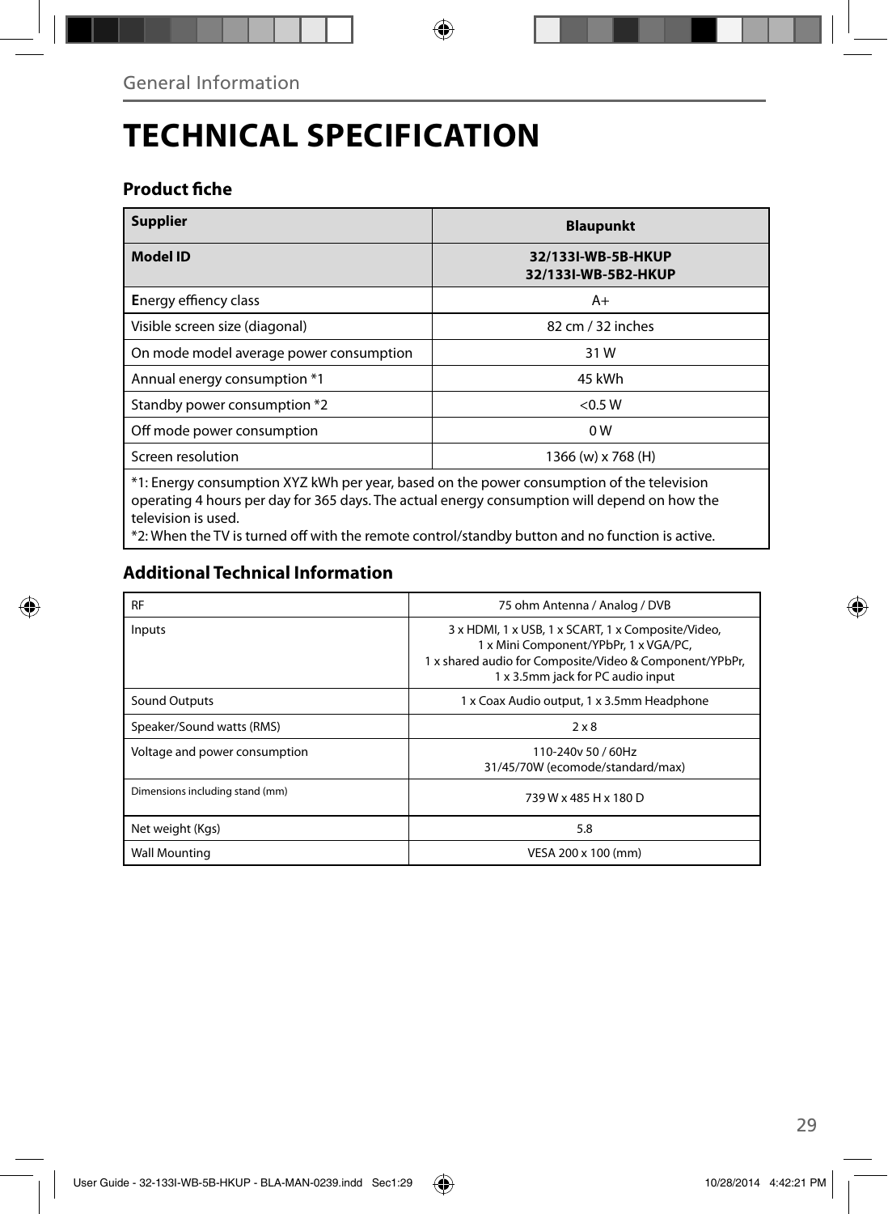# TECHNICAL SPECIFICATION

## Product fiche

| Supplier | Blaupunkt |
|---|---|
| **Model ID** | **32/133I-WB-5B-HKUP 32/133I-WB-5B2-HKUP** |
| Energy effiency class | A+ |
| Visible screen size (diagonal) | 82 cm / 32 inches |
| On mode model average power consumption | 31 W |
| Annual energy consumption *1 | 45 kWh |
| Standby power consumption *2 | <0.5 W |
| Off mode power consumption | 0 W |
| Screen resolution | 1366 (w) x 768 (H) |

*1: Energy consumption XYZ kWh per year, based on the power consumption of the television operating 4 hours per day for 365 days. The actual energy consumption will depend on how the television is used.
*2: When the TV is turned off with the remote control/standby button and no function is active.

## Additional Technical Information

| | |
|---|---|
| RF | 75 ohm Antenna / Analog / DVB |
| Inputs | 3 x HDMI, 1 x USB, 1 x SCART, 1 x Composite/Video, 1 x Mini Component/YPbPr, 1 x VGA/PC, 1 x shared audio for Composite/Video & Component/YPbPr, 1 x 3.5mm jack for PC audio input |
| Sound Outputs | 1 x Coax Audio output, 1 x 3.5mm Headphone |
| Speaker/Sound watts (RMS) | 2 x 8 |
| Voltage and power consumption | 110-240v 50 / 60Hz 31/45/70W (ecomode/standard/max) |
| Dimensions including stand (mm) | 739 W x 485 H x 180 D |
| Net weight (Kgs) | 5.8 |
| Wall Mounting | VESA 200 x 100 (mm) |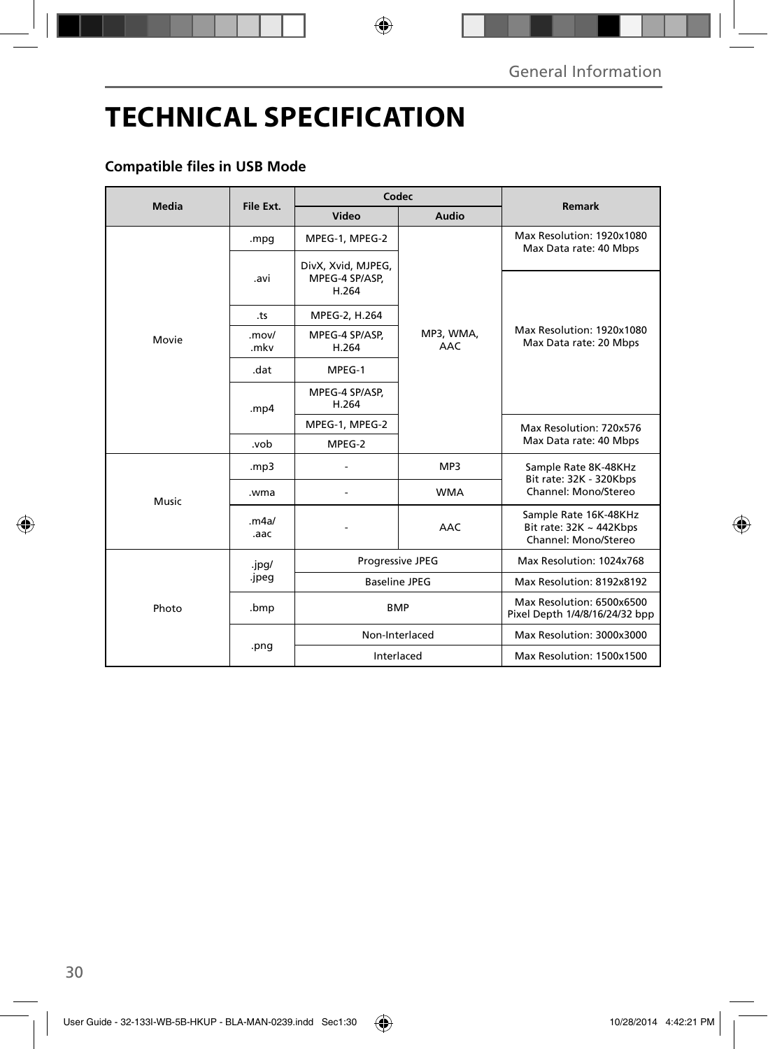# TECHNICAL SPECIFICATION

## Compatible files in USB Mode

| Media | File Ext. | Codec | | Remark |
|---|---|---|---|---|
| | | Video | Audio | |
| Movie | .mpg | MPEG-1, MPEG-2 | MP3, WMA, AAC | Max Resolution: 1920x1080 Max Data rate: 40 Mbps |
| | .avi | DivX, Xvid, MJPEG, MPEG-4 SP/ASP, H.264 | | Max Resolution: 1920x1080 Max Data rate: 20 Mbps |
| | .ts | MPEG-2, H.264 | | |
| | .mov/ .mkv | MPEG-4 SP/ASP, H.264 | | |
| | .dat | MPEG-1 | | |
| | .mp4 | MPEG-4 SP/ASP, H.264 | | |
| | | MPEG-1, MPEG-2 | | Max Resolution: 720x576 Max Data rate: 40 Mbps |
| | .vob | MPEG-2 | | |
| Music | .mp3 | - | MP3 | Sample Rate 8K-48KHz Bit rate: 32K - 320Kbps Channel: Mono/Stereo |
| | .wma | - | WMA | |
| | .m4a/ .aac | - | AAC | Sample Rate 16K-48KHz Bit rate: 32K ~ 442Kbps Channel: Mono/Stereo |
| Photo | .jpg/ .jpeg | Progressive JPEG | | Max Resolution: 1024x768 |
| | | Baseline JPEG | | Max Resolution: 8192x8192 |
| | .bmp | BMP | | Max Resolution: 6500x6500 Pixel Depth 1/4/8/16/24/32 bpp |
| | .png | Non-Interlaced | | Max Resolution: 3000x3000 |
| | | Interlaced | | Max Resolution: 1500x1500 |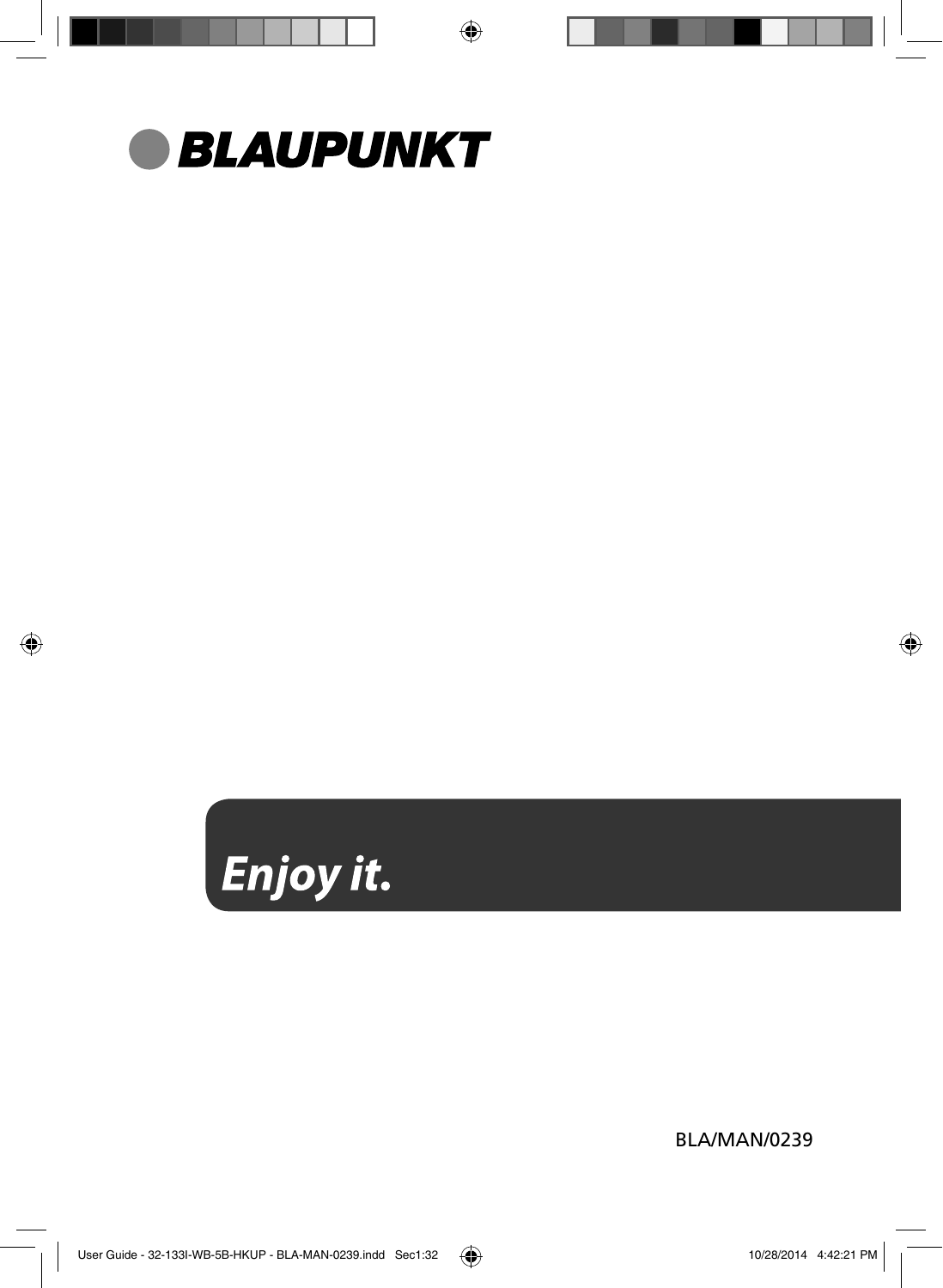BLAUPUNKT

Enjoy it.

BLA/MAN/0239